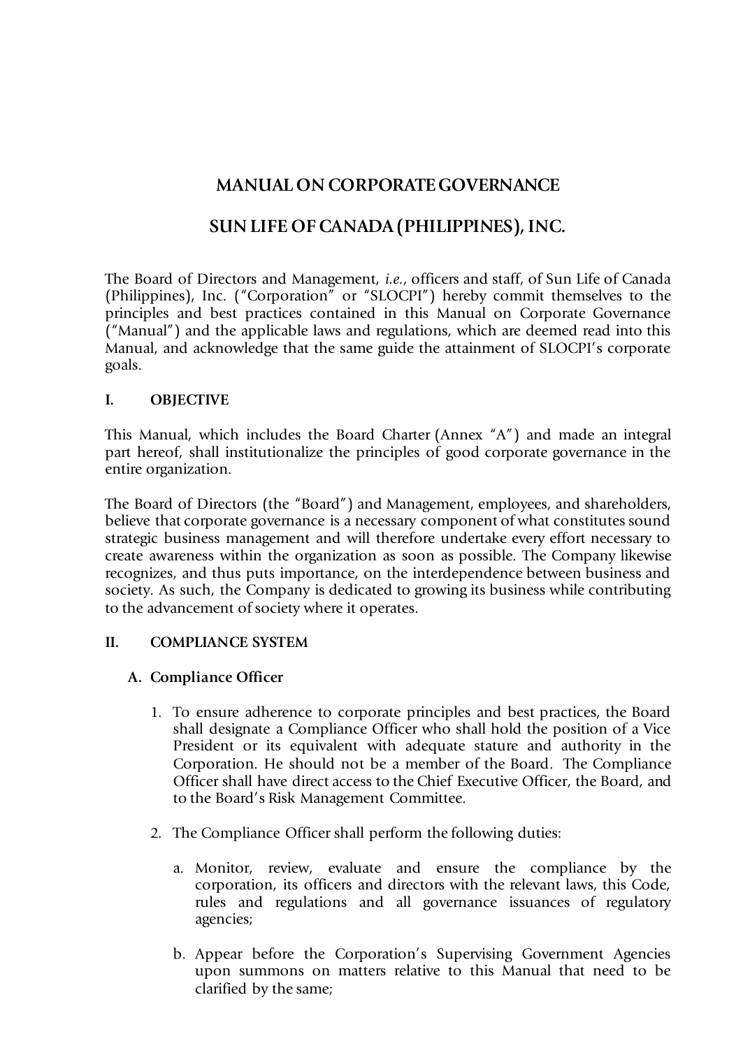# MANUAL ON CORPORATE GOVERNANCE

# SUN LIFE OF CANADA (PHILIPPINES), INC.

The Board of Directors and Management, *i.e.*, officers and staff, of Sun Life of Canada (Philippines), Inc. ("Corporation" or "SLOCPI") hereby commit themselves to the principles and best practices contained in this Manual on Corporate Governance ("Manual") and the applicable laws and regulations, which are deemed read into this Manual, and acknowledge that the same guide the attainment of SLOCPI's corporate goals.

## I. OBJECTIVE

This Manual, which includes the Board Charter (Annex "A") and made an integral part hereof, shall institutionalize the principles of good corporate governance in the entire organization.

The Board of Directors (the "Board") and Management, employees, and shareholders, believe that corporate governance is a necessary component of what constitutes sound strategic business management and will therefore undertake every effort necessary to create awareness within the organization as soon as possible. The Company likewise recognizes, and thus puts importance, on the interdependence between business and society. As such, the Company is dedicated to growing its business while contributing to the advancement of society where it operates.

## II. COMPLIANCE SYSTEM

### A. Compliance Officer

1. To ensure adherence to corporate principles and best practices, the Board shall designate a Compliance Officer who shall hold the position of a Vice President or its equivalent with adequate stature and authority in the Corporation. He should not be a member of the Board. The Compliance Officer shall have direct access to the Chief Executive Officer, the Board, and to the Board's Risk Management Committee.

2. The Compliance Officer shall perform the following duties:

   a. Monitor, review, evaluate and ensure the compliance by the corporation, its officers and directors with the relevant laws, this Code, rules and regulations and all governance issuances of regulatory agencies;

   b. Appear before the Corporation's Supervising Government Agencies upon summons on matters relative to this Manual that need to be clarified by the same;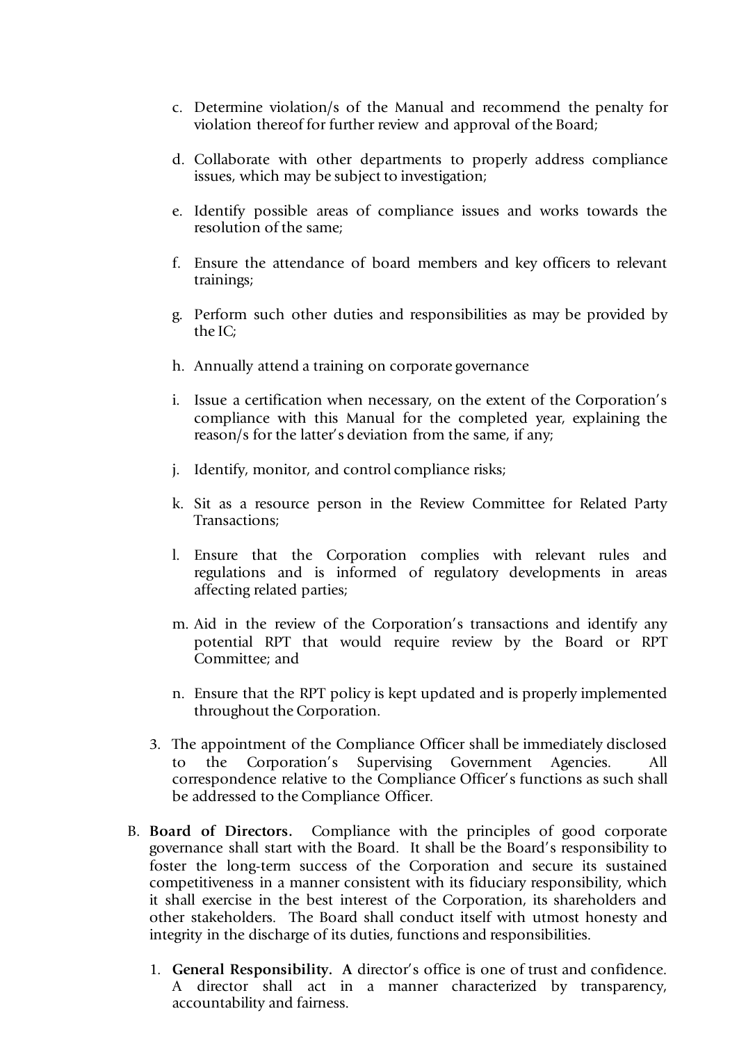c. Determine violation/s of the Manual and recommend the penalty for violation thereof for further review and approval of the Board;

d. Collaborate with other departments to properly address compliance issues, which may be subject to investigation;

e. Identify possible areas of compliance issues and works towards the resolution of the same;

f. Ensure the attendance of board members and key officers to relevant trainings;

g. Perform such other duties and responsibilities as may be provided by the IC;

h. Annually attend a training on corporate governance

i. Issue a certification when necessary, on the extent of the Corporation's compliance with this Manual for the completed year, explaining the reason/s for the latter's deviation from the same, if any;

j. Identify, monitor, and control compliance risks;

k. Sit as a resource person in the Review Committee for Related Party Transactions;

l. Ensure that the Corporation complies with relevant rules and regulations and is informed of regulatory developments in areas affecting related parties;

m. Aid in the review of the Corporation's transactions and identify any potential RPT that would require review by the Board or RPT Committee; and

n. Ensure that the RPT policy is kept updated and is properly implemented throughout the Corporation.

3. The appointment of the Compliance Officer shall be immediately disclosed to the Corporation's Supervising Government Agencies. All correspondence relative to the Compliance Officer's functions as such shall be addressed to the Compliance Officer.

B. **Board of Directors.** Compliance with the principles of good corporate governance shall start with the Board. It shall be the Board's responsibility to foster the long-term success of the Corporation and secure its sustained competitiveness in a manner consistent with its fiduciary responsibility, which it shall exercise in the best interest of the Corporation, its shareholders and other stakeholders. The Board shall conduct itself with utmost honesty and integrity in the discharge of its duties, functions and responsibilities.

1. **General Responsibility. A** director's office is one of trust and confidence. A director shall act in a manner characterized by transparency, accountability and fairness.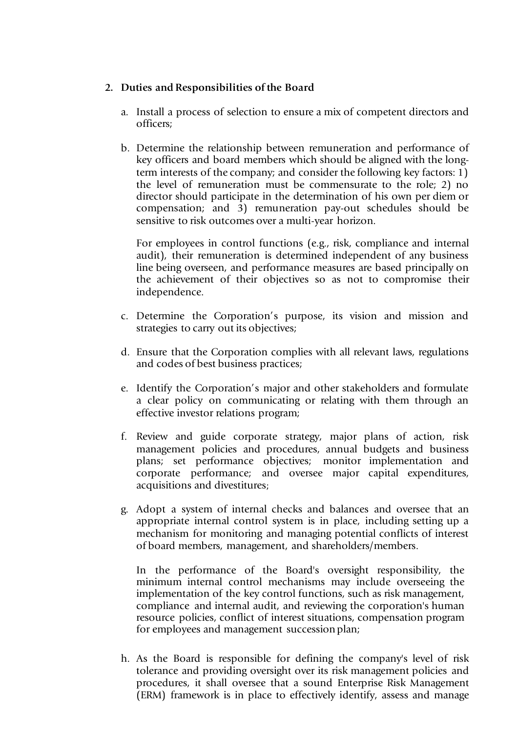## 2. Duties and Responsibilities of the Board

a. Install a process of selection to ensure a mix of competent directors and officers;

b. Determine the relationship between remuneration and performance of key officers and board members which should be aligned with the long-term interests of the company; and consider the following key factors: 1) the level of remuneration must be commensurate to the role; 2) no director should participate in the determination of his own per diem or compensation; and 3) remuneration pay-out schedules should be sensitive to risk outcomes over a multi-year horizon.

   For employees in control functions (e.g., risk, compliance and internal audit), their remuneration is determined independent of any business line being overseen, and performance measures are based principally on the achievement of their objectives so as not to compromise their independence.

c. Determine the Corporation's purpose, its vision and mission and strategies to carry out its objectives;

d. Ensure that the Corporation complies with all relevant laws, regulations and codes of best business practices;

e. Identify the Corporation's major and other stakeholders and formulate a clear policy on communicating or relating with them through an effective investor relations program;

f. Review and guide corporate strategy, major plans of action, risk management policies and procedures, annual budgets and business plans; set performance objectives; monitor implementation and corporate performance; and oversee major capital expenditures, acquisitions and divestitures;

g. Adopt a system of internal checks and balances and oversee that an appropriate internal control system is in place, including setting up a mechanism for monitoring and managing potential conflicts of interest of board members, management, and shareholders/members.

   In the performance of the Board's oversight responsibility, the minimum internal control mechanisms may include overseeing the implementation of the key control functions, such as risk management, compliance and internal audit, and reviewing the corporation's human resource policies, conflict of interest situations, compensation program for employees and management succession plan;

h. As the Board is responsible for defining the company's level of risk tolerance and providing oversight over its risk management policies and procedures, it shall oversee that a sound Enterprise Risk Management (ERM) framework is in place to effectively identify, assess and manage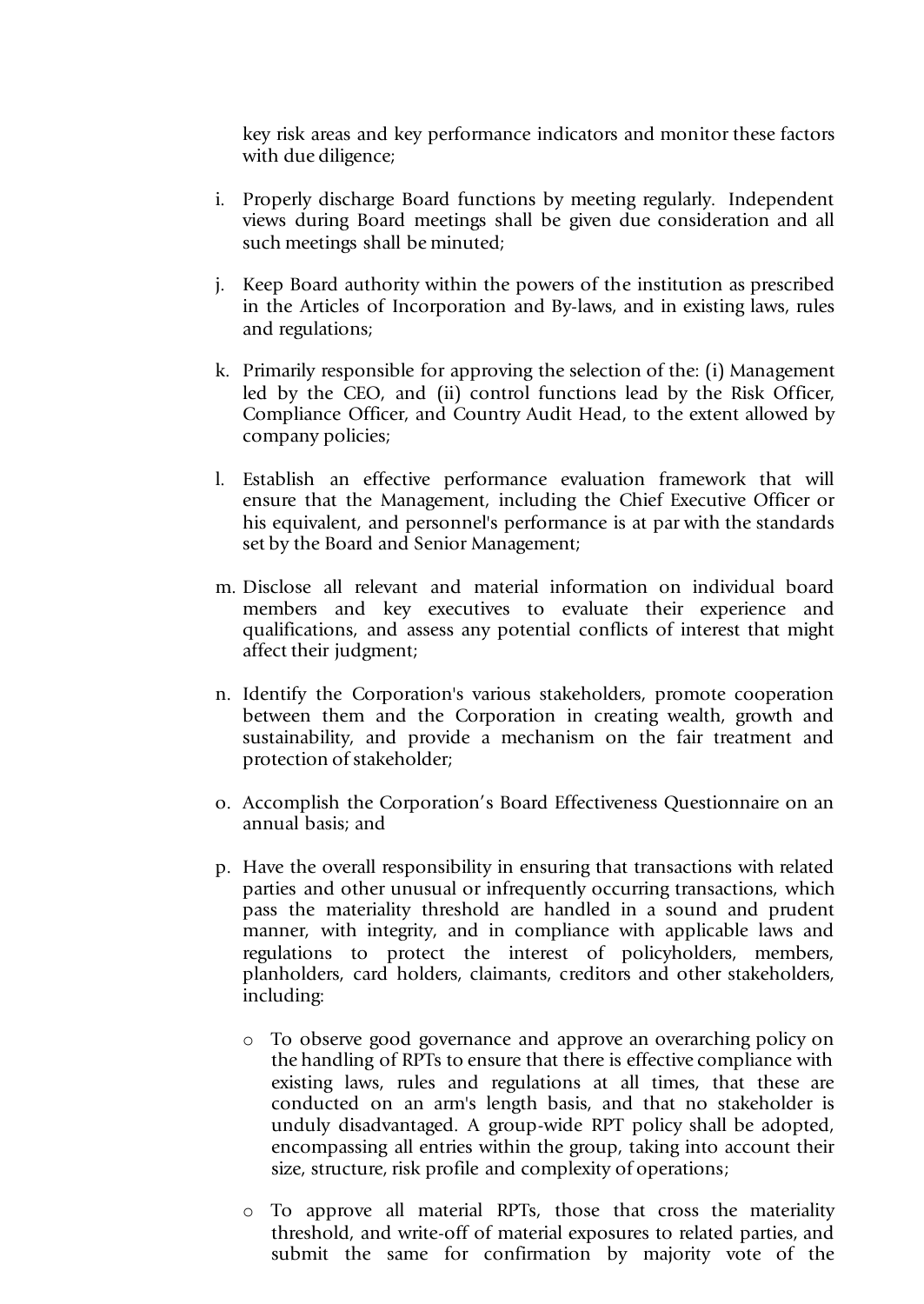key risk areas and key performance indicators and monitor these factors with due diligence;

i. Properly discharge Board functions by meeting regularly. Independent views during Board meetings shall be given due consideration and all such meetings shall be minuted;

j. Keep Board authority within the powers of the institution as prescribed in the Articles of Incorporation and By-laws, and in existing laws, rules and regulations;

k. Primarily responsible for approving the selection of the: (i) Management led by the CEO, and (ii) control functions lead by the Risk Officer, Compliance Officer, and Country Audit Head, to the extent allowed by company policies;

l. Establish an effective performance evaluation framework that will ensure that the Management, including the Chief Executive Officer or his equivalent, and personnel's performance is at par with the standards set by the Board and Senior Management;

m. Disclose all relevant and material information on individual board members and key executives to evaluate their experience and qualifications, and assess any potential conflicts of interest that might affect their judgment;

n. Identify the Corporation's various stakeholders, promote cooperation between them and the Corporation in creating wealth, growth and sustainability, and provide a mechanism on the fair treatment and protection of stakeholder;

o. Accomplish the Corporation's Board Effectiveness Questionnaire on an annual basis; and

p. Have the overall responsibility in ensuring that transactions with related parties and other unusual or infrequently occurring transactions, which pass the materiality threshold are handled in a sound and prudent manner, with integrity, and in compliance with applicable laws and regulations to protect the interest of policyholders, members, planholders, card holders, claimants, creditors and other stakeholders, including:

   - To observe good governance and approve an overarching policy on the handling of RPTs to ensure that there is effective compliance with existing laws, rules and regulations at all times, that these are conducted on an arm's length basis, and that no stakeholder is unduly disadvantaged. A group-wide RPT policy shall be adopted, encompassing all entries within the group, taking into account their size, structure, risk profile and complexity of operations;

   - To approve all material RPTs, those that cross the materiality threshold, and write-off of material exposures to related parties, and submit the same for confirmation by majority vote of the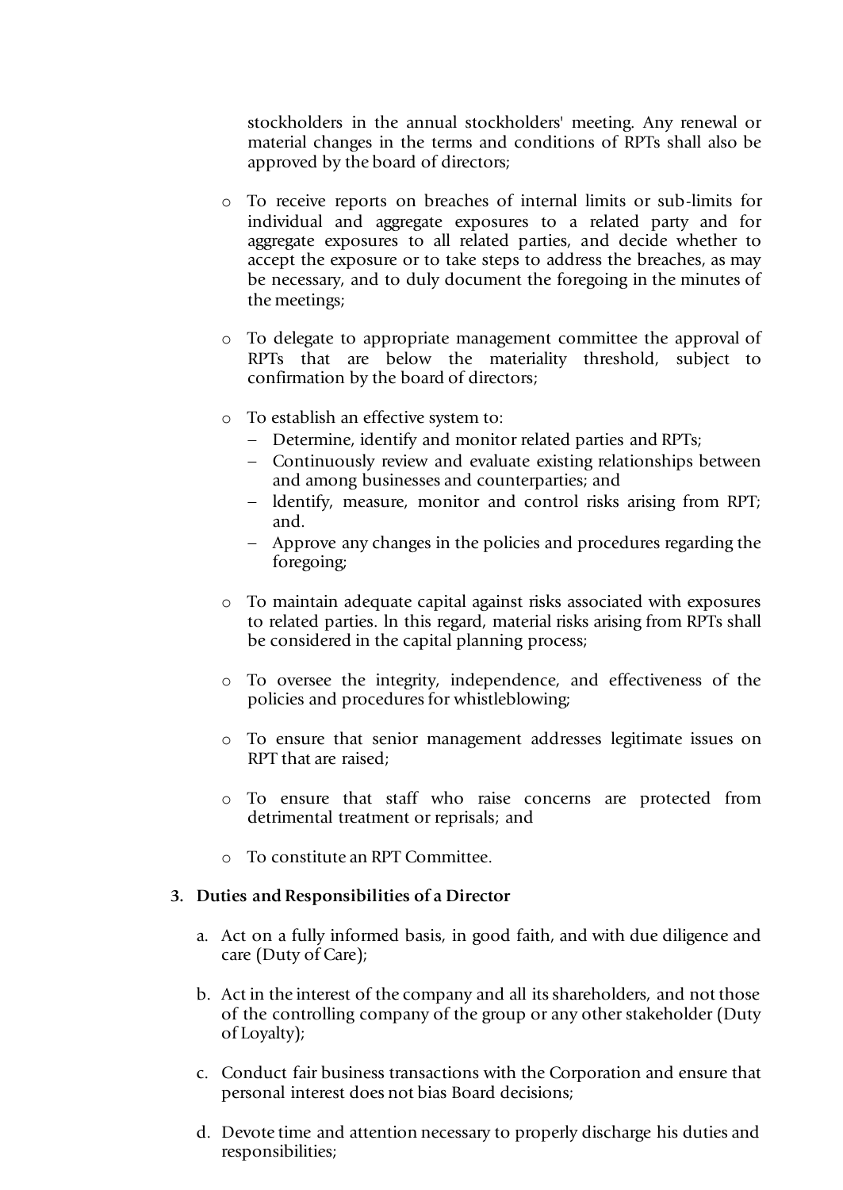stockholders in the annual stockholders' meeting. Any renewal or material changes in the terms and conditions of RPTs shall also be approved by the board of directors;

- To receive reports on breaches of internal limits or sub-limits for individual and aggregate exposures to a related party and for aggregate exposures to all related parties, and decide whether to accept the exposure or to take steps to address the breaches, as may be necessary, and to duly document the foregoing in the minutes of the meetings;

- To delegate to appropriate management committee the approval of RPTs that are below the materiality threshold, subject to confirmation by the board of directors;

- To establish an effective system to:
  - Determine, identify and monitor related parties and RPTs;
  - Continuously review and evaluate existing relationships between and among businesses and counterparties; and
  - ldentify, measure, monitor and control risks arising from RPT; and.
  - Approve any changes in the policies and procedures regarding the foregoing;

- To maintain adequate capital against risks associated with exposures to related parties. ln this regard, material risks arising from RPTs shall be considered in the capital planning process;

- To oversee the integrity, independence, and effectiveness of the policies and procedures for whistleblowing;

- To ensure that senior management addresses legitimate issues on RPT that are raised;

- To ensure that staff who raise concerns are protected from detrimental treatment or reprisals; and

- To constitute an RPT Committee.

**3. Duties and Responsibilities of a Director**

a. Act on a fully informed basis, in good faith, and with due diligence and care (Duty of Care);

b. Act in the interest of the company and all its shareholders, and not those of the controlling company of the group or any other stakeholder (Duty of Loyalty);

c. Conduct fair business transactions with the Corporation and ensure that personal interest does not bias Board decisions;

d. Devote time and attention necessary to properly discharge his duties and responsibilities;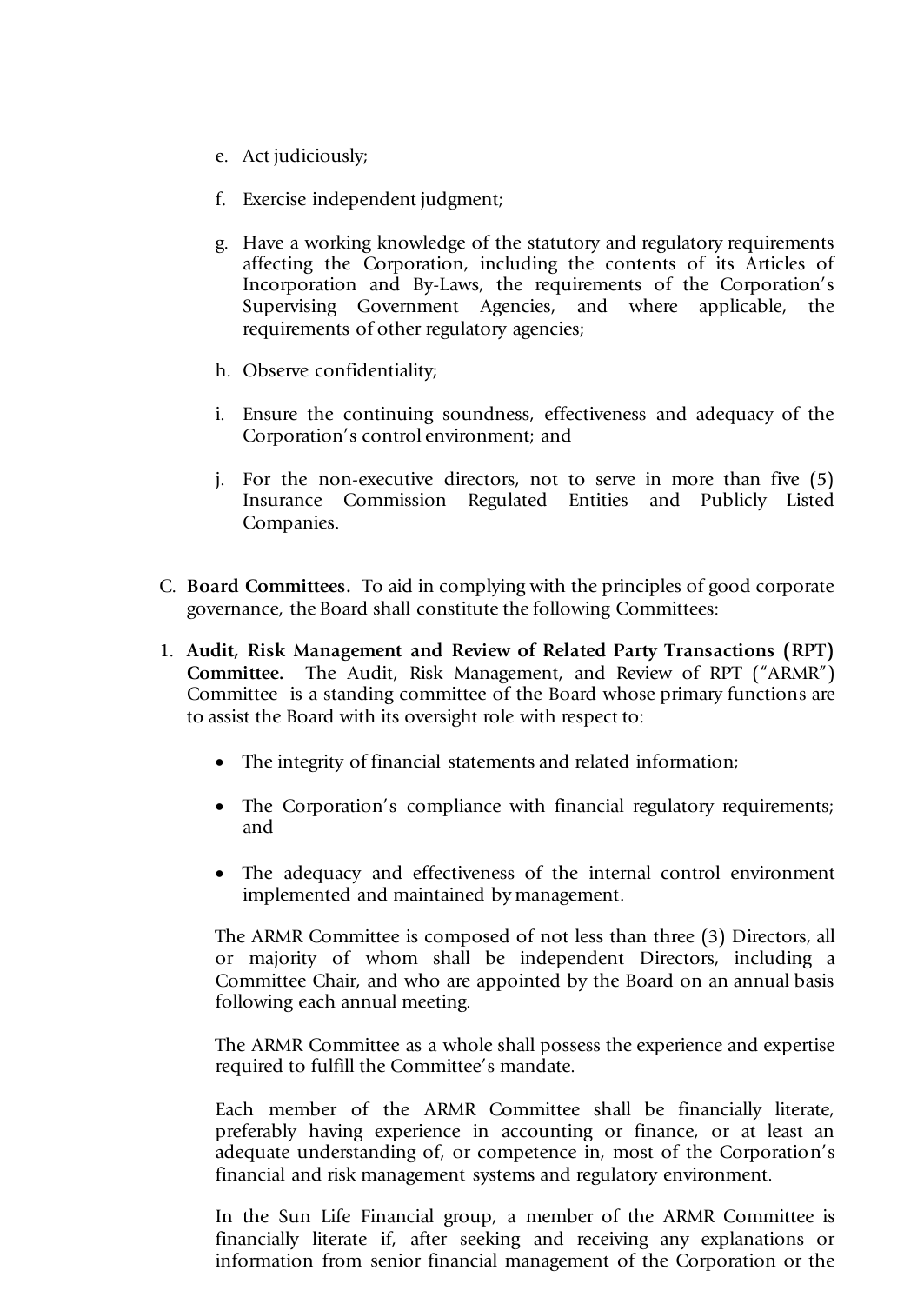e. Act judiciously;

f. Exercise independent judgment;

g. Have a working knowledge of the statutory and regulatory requirements affecting the Corporation, including the contents of its Articles of Incorporation and By-Laws, the requirements of the Corporation's Supervising Government Agencies, and where applicable, the requirements of other regulatory agencies;

h. Observe confidentiality;

i. Ensure the continuing soundness, effectiveness and adequacy of the Corporation's control environment; and

j. For the non-executive directors, not to serve in more than five (5) Insurance Commission Regulated Entities and Publicly Listed Companies.

C. **Board Committees.** To aid in complying with the principles of good corporate governance, the Board shall constitute the following Committees:

1. **Audit, Risk Management and Review of Related Party Transactions (RPT) Committee.** The Audit, Risk Management, and Review of RPT ("ARMR") Committee is a standing committee of the Board whose primary functions are to assist the Board with its oversight role with respect to:

   - The integrity of financial statements and related information;
   - The Corporation's compliance with financial regulatory requirements; and
   - The adequacy and effectiveness of the internal control environment implemented and maintained by management.

   The ARMR Committee is composed of not less than three (3) Directors, all or majority of whom shall be independent Directors, including a Committee Chair, and who are appointed by the Board on an annual basis following each annual meeting.

   The ARMR Committee as a whole shall possess the experience and expertise required to fulfill the Committee's mandate.

   Each member of the ARMR Committee shall be financially literate, preferably having experience in accounting or finance, or at least an adequate understanding of, or competence in, most of the Corporation's financial and risk management systems and regulatory environment.

   In the Sun Life Financial group, a member of the ARMR Committee is financially literate if, after seeking and receiving any explanations or information from senior financial management of the Corporation or the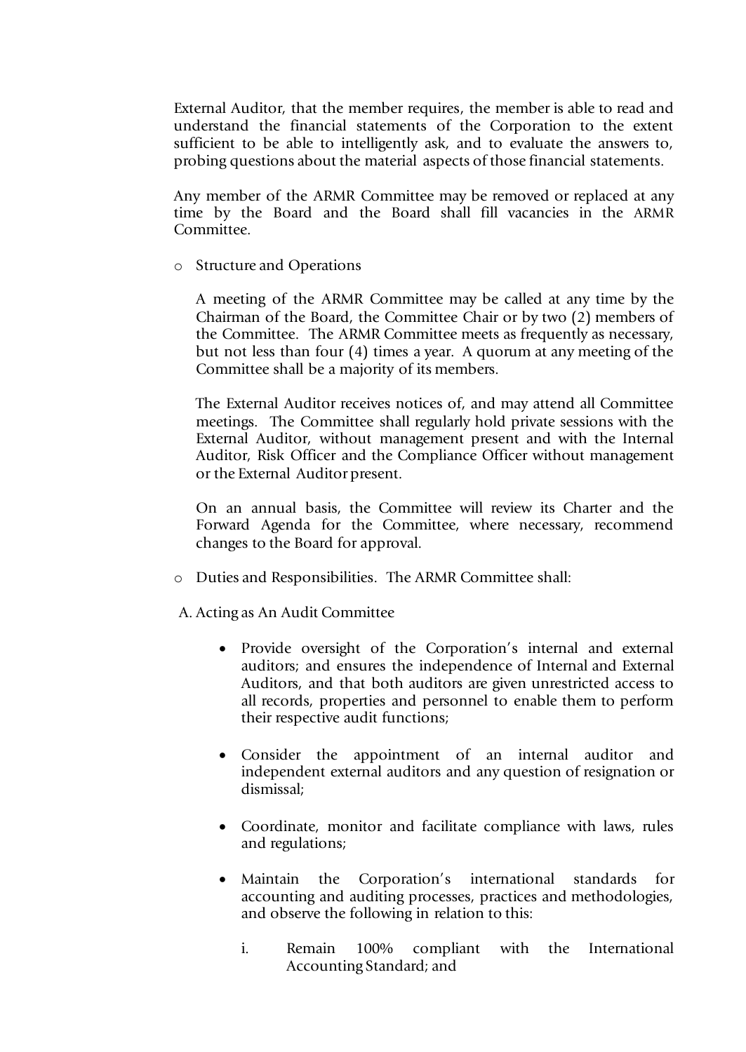External Auditor, that the member requires, the member is able to read and understand the financial statements of the Corporation to the extent sufficient to be able to intelligently ask, and to evaluate the answers to, probing questions about the material aspects of those financial statements.

Any member of the ARMR Committee may be removed or replaced at any time by the Board and the Board shall fill vacancies in the ARMR Committee.

- Structure and Operations

  A meeting of the ARMR Committee may be called at any time by the Chairman of the Board, the Committee Chair or by two (2) members of the Committee. The ARMR Committee meets as frequently as necessary, but not less than four (4) times a year. A quorum at any meeting of the Committee shall be a majority of its members.

  The External Auditor receives notices of, and may attend all Committee meetings. The Committee shall regularly hold private sessions with the External Auditor, without management present and with the Internal Auditor, Risk Officer and the Compliance Officer without management or the External Auditor present.

  On an annual basis, the Committee will review its Charter and the Forward Agenda for the Committee, where necessary, recommend changes to the Board for approval.

- Duties and Responsibilities. The ARMR Committee shall:

A. Acting as An Audit Committee

- Provide oversight of the Corporation's internal and external auditors; and ensures the independence of Internal and External Auditors, and that both auditors are given unrestricted access to all records, properties and personnel to enable them to perform their respective audit functions;

- Consider the appointment of an internal auditor and independent external auditors and any question of resignation or dismissal;

- Coordinate, monitor and facilitate compliance with laws, rules and regulations;

- Maintain the Corporation's international standards for accounting and auditing processes, practices and methodologies, and observe the following in relation to this:

  i. Remain 100% compliant with the International Accounting Standard; and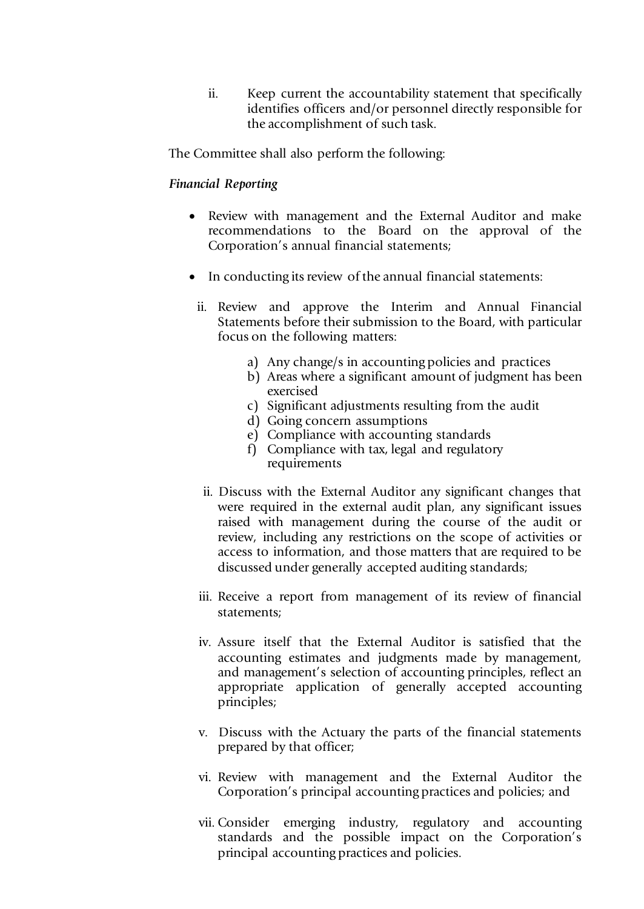ii. Keep current the accountability statement that specifically identifies officers and/or personnel directly responsible for the accomplishment of such task.

The Committee shall also perform the following:

*Financial Reporting*

- Review with management and the External Auditor and make recommendations to the Board on the approval of the Corporation's annual financial statements;

- In conducting its review of the annual financial statements:

  ii. Review and approve the Interim and Annual Financial Statements before their submission to the Board, with particular focus on the following matters:

     a) Any change/s in accounting policies and practices
     b) Areas where a significant amount of judgment has been exercised
     c) Significant adjustments resulting from the audit
     d) Going concern assumptions
     e) Compliance with accounting standards
     f) Compliance with tax, legal and regulatory requirements

  ii. Discuss with the External Auditor any significant changes that were required in the external audit plan, any significant issues raised with management during the course of the audit or review, including any restrictions on the scope of activities or access to information, and those matters that are required to be discussed under generally accepted auditing standards;

  iii. Receive a report from management of its review of financial statements;

  iv. Assure itself that the External Auditor is satisfied that the accounting estimates and judgments made by management, and management's selection of accounting principles, reflect an appropriate application of generally accepted accounting principles;

  v. Discuss with the Actuary the parts of the financial statements prepared by that officer;

  vi. Review with management and the External Auditor the Corporation's principal accounting practices and policies; and

  vii. Consider emerging industry, regulatory and accounting standards and the possible impact on the Corporation's principal accounting practices and policies.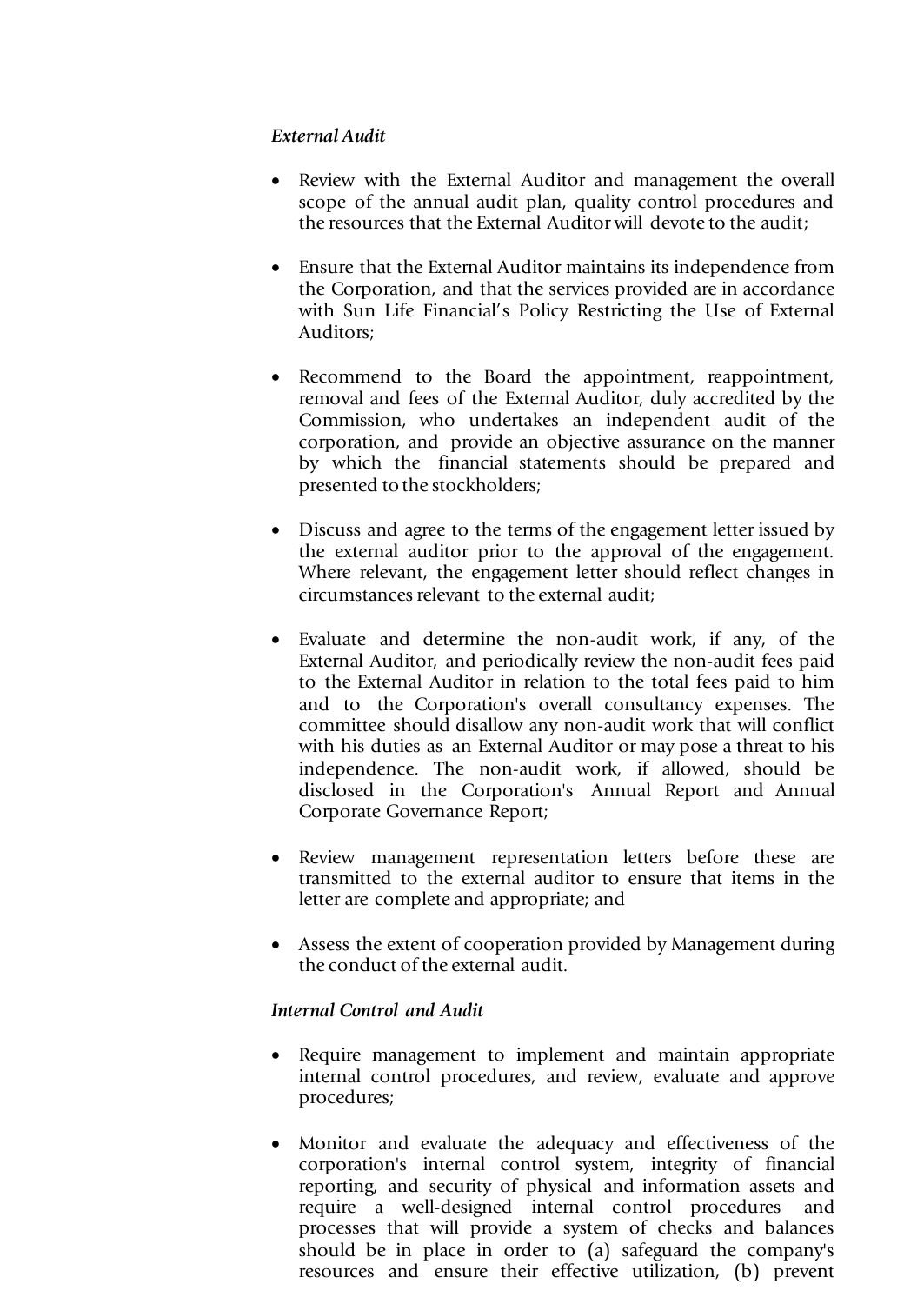*External Audit*

- Review with the External Auditor and management the overall scope of the annual audit plan, quality control procedures and the resources that the External Auditor will devote to the audit;

- Ensure that the External Auditor maintains its independence from the Corporation, and that the services provided are in accordance with Sun Life Financial's Policy Restricting the Use of External Auditors;

- Recommend to the Board the appointment, reappointment, removal and fees of the External Auditor, duly accredited by the Commission, who undertakes an independent audit of the corporation, and provide an objective assurance on the manner by which the financial statements should be prepared and presented to the stockholders;

- Discuss and agree to the terms of the engagement letter issued by the external auditor prior to the approval of the engagement. Where relevant, the engagement letter should reflect changes in circumstances relevant to the external audit;

- Evaluate and determine the non-audit work, if any, of the External Auditor, and periodically review the non-audit fees paid to the External Auditor in relation to the total fees paid to him and to the Corporation's overall consultancy expenses. The committee should disallow any non-audit work that will conflict with his duties as an External Auditor or may pose a threat to his independence. The non-audit work, if allowed, should be disclosed in the Corporation's Annual Report and Annual Corporate Governance Report;

- Review management representation letters before these are transmitted to the external auditor to ensure that items in the letter are complete and appropriate; and

- Assess the extent of cooperation provided by Management during the conduct of the external audit.

*Internal Control and Audit*

- Require management to implement and maintain appropriate internal control procedures, and review, evaluate and approve procedures;

- Monitor and evaluate the adequacy and effectiveness of the corporation's internal control system, integrity of financial reporting, and security of physical and information assets and require a well-designed internal control procedures and processes that will provide a system of checks and balances should be in place in order to (a) safeguard the company's resources and ensure their effective utilization, (b) prevent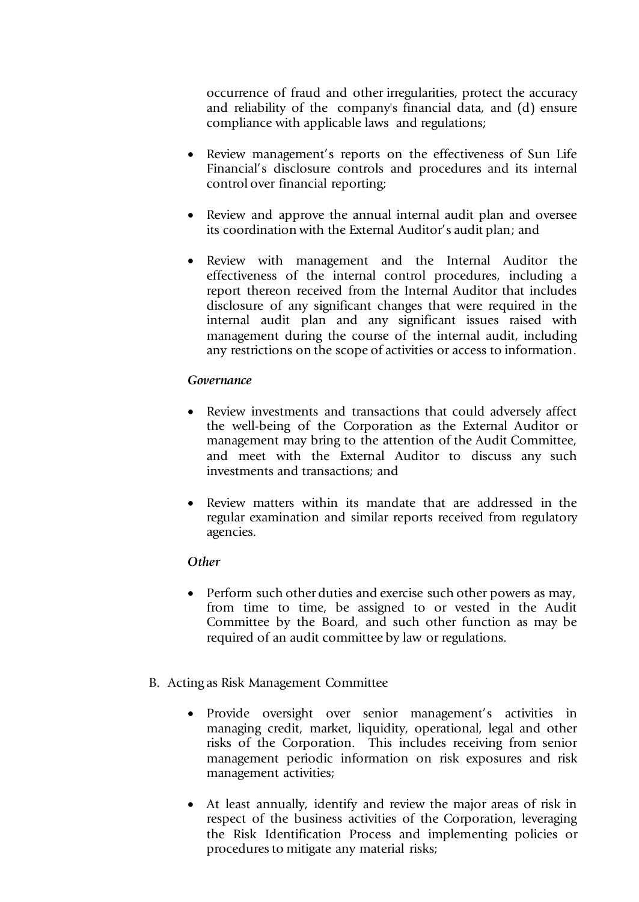occurrence of fraud and other irregularities, protect the accuracy and reliability of the company's financial data, and (d) ensure compliance with applicable laws and regulations;

- Review management's reports on the effectiveness of Sun Life Financial's disclosure controls and procedures and its internal control over financial reporting;
- Review and approve the annual internal audit plan and oversee its coordination with the External Auditor's audit plan; and
- Review with management and the Internal Auditor the effectiveness of the internal control procedures, including a report thereon received from the Internal Auditor that includes disclosure of any significant changes that were required in the internal audit plan and any significant issues raised with management during the course of the internal audit, including any restrictions on the scope of activities or access to information.

***Governance***

- Review investments and transactions that could adversely affect the well-being of the Corporation as the External Auditor or management may bring to the attention of the Audit Committee, and meet with the External Auditor to discuss any such investments and transactions; and
- Review matters within its mandate that are addressed in the regular examination and similar reports received from regulatory agencies.

***Other***

- Perform such other duties and exercise such other powers as may, from time to time, be assigned to or vested in the Audit Committee by the Board, and such other function as may be required of an audit committee by law or regulations.

B. Acting as Risk Management Committee

- Provide oversight over senior management's activities in managing credit, market, liquidity, operational, legal and other risks of the Corporation. This includes receiving from senior management periodic information on risk exposures and risk management activities;
- At least annually, identify and review the major areas of risk in respect of the business activities of the Corporation, leveraging the Risk Identification Process and implementing policies or procedures to mitigate any material risks;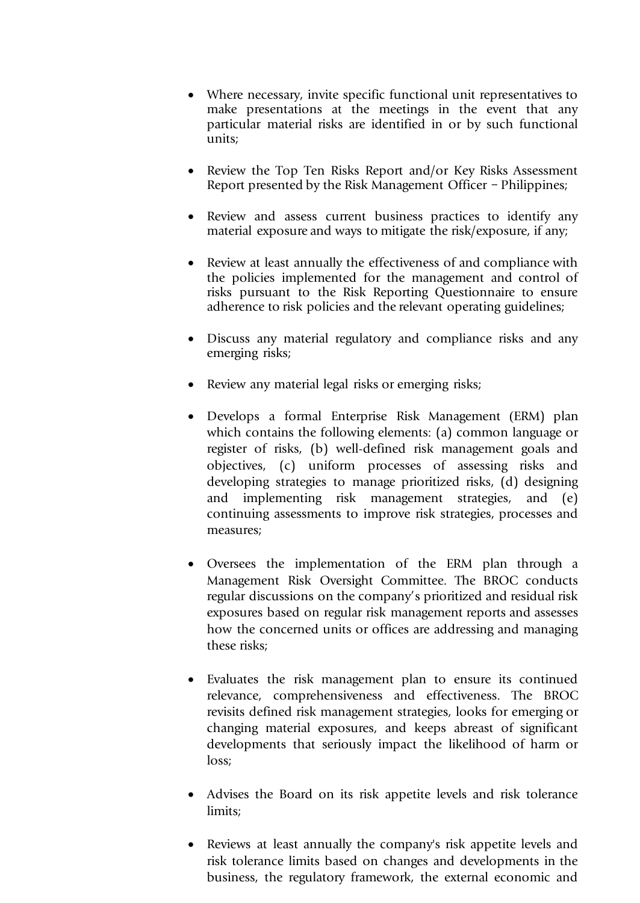- Where necessary, invite specific functional unit representatives to make presentations at the meetings in the event that any particular material risks are identified in or by such functional units;

- Review the Top Ten Risks Report and/or Key Risks Assessment Report presented by the Risk Management Officer – Philippines;

- Review and assess current business practices to identify any material exposure and ways to mitigate the risk/exposure, if any;

- Review at least annually the effectiveness of and compliance with the policies implemented for the management and control of risks pursuant to the Risk Reporting Questionnaire to ensure adherence to risk policies and the relevant operating guidelines;

- Discuss any material regulatory and compliance risks and any emerging risks;

- Review any material legal risks or emerging risks;

- Develops a formal Enterprise Risk Management (ERM) plan which contains the following elements: (a) common language or register of risks, (b) well-defined risk management goals and objectives, (c) uniform processes of assessing risks and developing strategies to manage prioritized risks, (d) designing and implementing risk management strategies, and (e) continuing assessments to improve risk strategies, processes and measures;

- Oversees the implementation of the ERM plan through a Management Risk Oversight Committee. The BROC conducts regular discussions on the company's prioritized and residual risk exposures based on regular risk management reports and assesses how the concerned units or offices are addressing and managing these risks;

- Evaluates the risk management plan to ensure its continued relevance, comprehensiveness and effectiveness. The BROC revisits defined risk management strategies, looks for emerging or changing material exposures, and keeps abreast of significant developments that seriously impact the likelihood of harm or loss;

- Advises the Board on its risk appetite levels and risk tolerance limits;

- Reviews at least annually the company's risk appetite levels and risk tolerance limits based on changes and developments in the business, the regulatory framework, the external economic and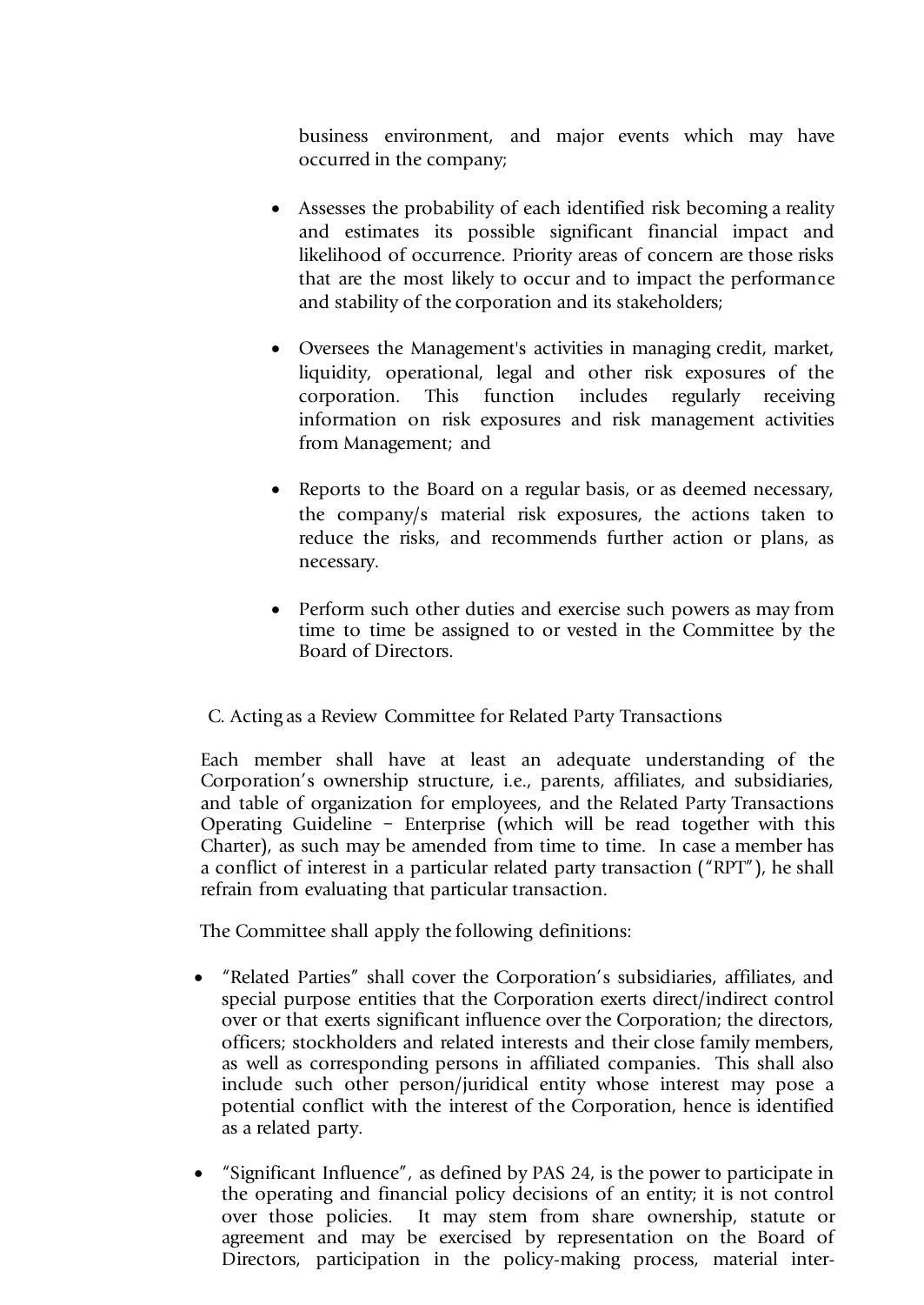business environment, and major events which may have occurred in the company;

- Assesses the probability of each identified risk becoming a reality and estimates its possible significant financial impact and likelihood of occurrence. Priority areas of concern are those risks that are the most likely to occur and to impact the performance and stability of the corporation and its stakeholders;

- Oversees the Management's activities in managing credit, market, liquidity, operational, legal and other risk exposures of the corporation. This function includes regularly receiving information on risk exposures and risk management activities from Management; and

- Reports to the Board on a regular basis, or as deemed necessary, the company/s material risk exposures, the actions taken to reduce the risks, and recommends further action or plans, as necessary.

- Perform such other duties and exercise such powers as may from time to time be assigned to or vested in the Committee by the Board of Directors.

C. Acting as a Review Committee for Related Party Transactions

Each member shall have at least an adequate understanding of the Corporation's ownership structure, i.e., parents, affiliates, and subsidiaries, and table of organization for employees, and the Related Party Transactions Operating Guideline – Enterprise (which will be read together with this Charter), as such may be amended from time to time. In case a member has a conflict of interest in a particular related party transaction ("RPT"), he shall refrain from evaluating that particular transaction.

The Committee shall apply the following definitions:

- "Related Parties" shall cover the Corporation's subsidiaries, affiliates, and special purpose entities that the Corporation exerts direct/indirect control over or that exerts significant influence over the Corporation; the directors, officers; stockholders and related interests and their close family members, as well as corresponding persons in affiliated companies. This shall also include such other person/juridical entity whose interest may pose a potential conflict with the interest of the Corporation, hence is identified as a related party.

- "Significant Influence", as defined by PAS 24, is the power to participate in the operating and financial policy decisions of an entity; it is not control over those policies. It may stem from share ownership, statute or agreement and may be exercised by representation on the Board of Directors, participation in the policy-making process, material inter-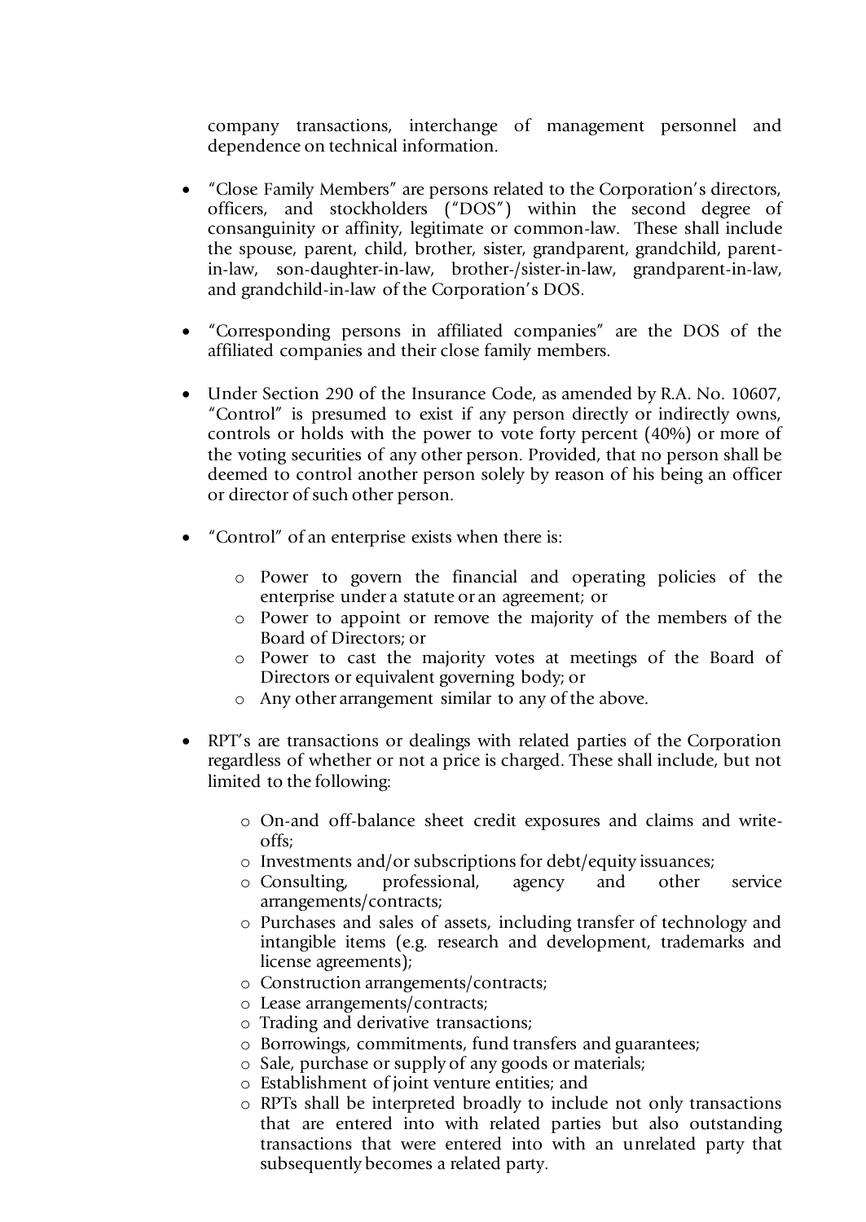company transactions, interchange of management personnel and dependence on technical information.

- "Close Family Members" are persons related to the Corporation's directors, officers, and stockholders ("DOS") within the second degree of consanguinity or affinity, legitimate or common-law. These shall include the spouse, parent, child, brother, sister, grandparent, grandchild, parent-in-law, son-daughter-in-law, brother-/sister-in-law, grandparent-in-law, and grandchild-in-law of the Corporation's DOS.

- "Corresponding persons in affiliated companies" are the DOS of the affiliated companies and their close family members.

- Under Section 290 of the Insurance Code, as amended by R.A. No. 10607, "Control" is presumed to exist if any person directly or indirectly owns, controls or holds with the power to vote forty percent (40%) or more of the voting securities of any other person. Provided, that no person shall be deemed to control another person solely by reason of his being an officer or director of such other person.

- "Control" of an enterprise exists when there is:

  - Power to govern the financial and operating policies of the enterprise under a statute or an agreement; or
  - Power to appoint or remove the majority of the members of the Board of Directors; or
  - Power to cast the majority votes at meetings of the Board of Directors or equivalent governing body; or
  - Any other arrangement similar to any of the above.

- RPT's are transactions or dealings with related parties of the Corporation regardless of whether or not a price is charged. These shall include, but not limited to the following:

  - On-and off-balance sheet credit exposures and claims and write-offs;
  - Investments and/or subscriptions for debt/equity issuances;
  - Consulting, professional, agency and other service arrangements/contracts;
  - Purchases and sales of assets, including transfer of technology and intangible items (e.g. research and development, trademarks and license agreements);
  - Construction arrangements/contracts;
  - Lease arrangements/contracts;
  - Trading and derivative transactions;
  - Borrowings, commitments, fund transfers and guarantees;
  - Sale, purchase or supply of any goods or materials;
  - Establishment of joint venture entities; and
  - RPTs shall be interpreted broadly to include not only transactions that are entered into with related parties but also outstanding transactions that were entered into with an unrelated party that subsequently becomes a related party.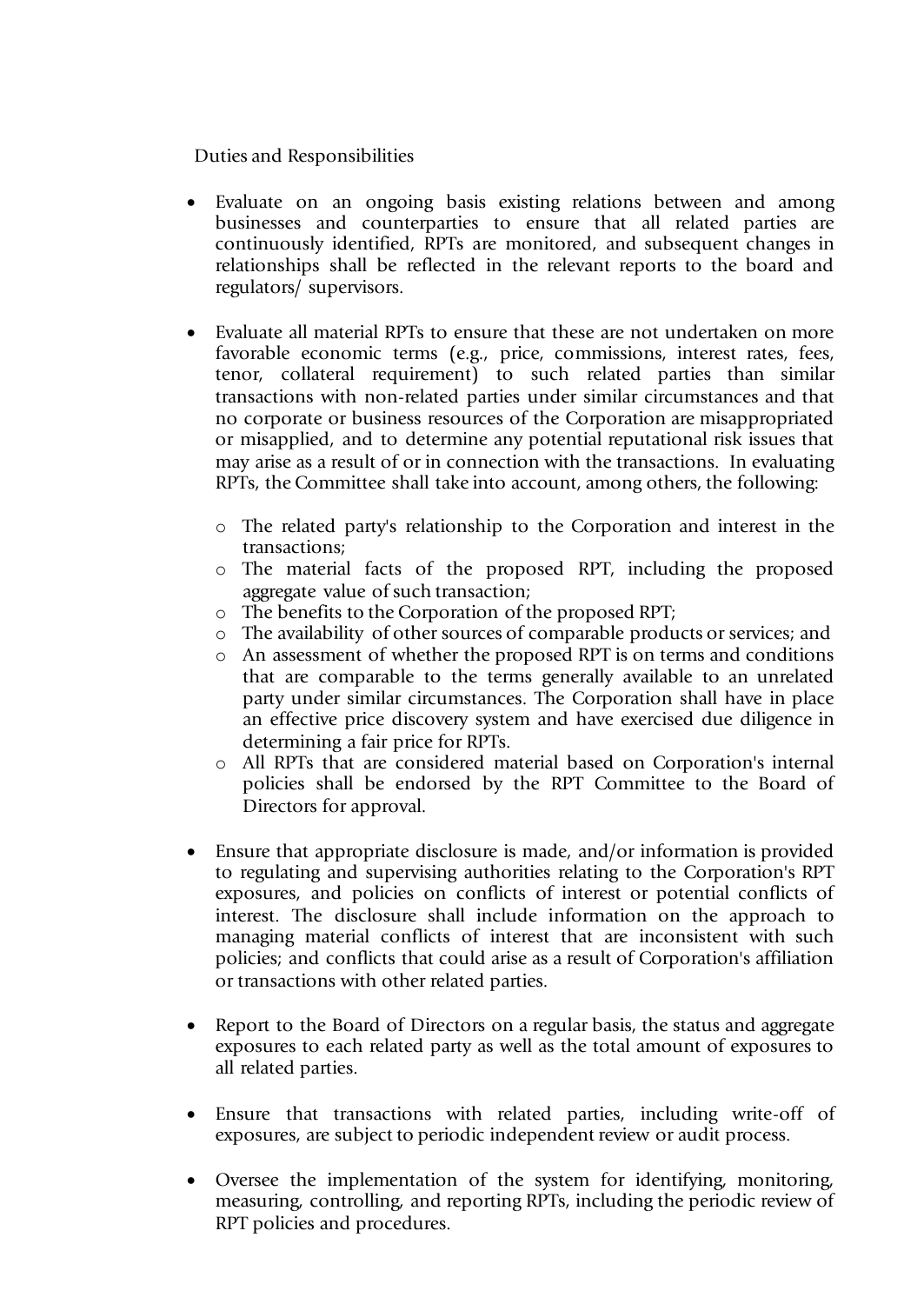Duties and Responsibilities

- Evaluate on an ongoing basis existing relations between and among businesses and counterparties to ensure that all related parties are continuously identified, RPTs are monitored, and subsequent changes in relationships shall be reflected in the relevant reports to the board and regulators/ supervisors.

- Evaluate all material RPTs to ensure that these are not undertaken on more favorable economic terms (e.g., price, commissions, interest rates, fees, tenor, collateral requirement) to such related parties than similar transactions with non-related parties under similar circumstances and that no corporate or business resources of the Corporation are misappropriated or misapplied, and to determine any potential reputational risk issues that may arise as a result of or in connection with the transactions. In evaluating RPTs, the Committee shall take into account, among others, the following:

    - The related party's relationship to the Corporation and interest in the transactions;
    - The material facts of the proposed RPT, including the proposed aggregate value of such transaction;
    - The benefits to the Corporation of the proposed RPT;
    - The availability of other sources of comparable products or services; and
    - An assessment of whether the proposed RPT is on terms and conditions that are comparable to the terms generally available to an unrelated party under similar circumstances. The Corporation shall have in place an effective price discovery system and have exercised due diligence in determining a fair price for RPTs.
    - All RPTs that are considered material based on Corporation's internal policies shall be endorsed by the RPT Committee to the Board of Directors for approval.

- Ensure that appropriate disclosure is made, and/or information is provided to regulating and supervising authorities relating to the Corporation's RPT exposures, and policies on conflicts of interest or potential conflicts of interest. The disclosure shall include information on the approach to managing material conflicts of interest that are inconsistent with such policies; and conflicts that could arise as a result of Corporation's affiliation or transactions with other related parties.

- Report to the Board of Directors on a regular basis, the status and aggregate exposures to each related party as well as the total amount of exposures to all related parties.

- Ensure that transactions with related parties, including write-off of exposures, are subject to periodic independent review or audit process.

- Oversee the implementation of the system for identifying, monitoring, measuring, controlling, and reporting RPTs, including the periodic review of RPT policies and procedures.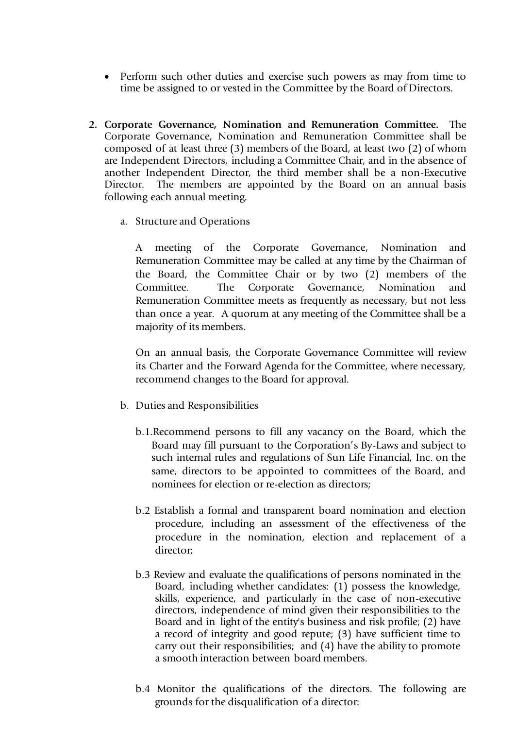- Perform such other duties and exercise such powers as may from time to time be assigned to or vested in the Committee by the Board of Directors.

2. **Corporate Governance, Nomination and Remuneration Committee.** The Corporate Governance, Nomination and Remuneration Committee shall be composed of at least three (3) members of the Board, at least two (2) of whom are Independent Directors, including a Committee Chair, and in the absence of another Independent Director, the third member shall be a non-Executive Director. The members are appointed by the Board on an annual basis following each annual meeting.

   a. Structure and Operations

      A meeting of the Corporate Governance, Nomination and Remuneration Committee may be called at any time by the Chairman of the Board, the Committee Chair or by two (2) members of the Committee. The Corporate Governance, Nomination and Remuneration Committee meets as frequently as necessary, but not less than once a year. A quorum at any meeting of the Committee shall be a majority of its members.

      On an annual basis, the Corporate Governance Committee will review its Charter and the Forward Agenda for the Committee, where necessary, recommend changes to the Board for approval.

   b. Duties and Responsibilities

      b.1. Recommend persons to fill any vacancy on the Board, which the Board may fill pursuant to the Corporation's By-Laws and subject to such internal rules and regulations of Sun Life Financial, Inc. on the same, directors to be appointed to committees of the Board, and nominees for election or re-election as directors;

      b.2 Establish a formal and transparent board nomination and election procedure, including an assessment of the effectiveness of the procedure in the nomination, election and replacement of a director;

      b.3 Review and evaluate the qualifications of persons nominated in the Board, including whether candidates: (1) possess the knowledge, skills, experience, and particularly in the case of non-executive directors, independence of mind given their responsibilities to the Board and in light of the entity's business and risk profile; (2) have a record of integrity and good repute; (3) have sufficient time to carry out their responsibilities; and (4) have the ability to promote a smooth interaction between board members.

      b.4 Monitor the qualifications of the directors. The following are grounds for the disqualification of a director: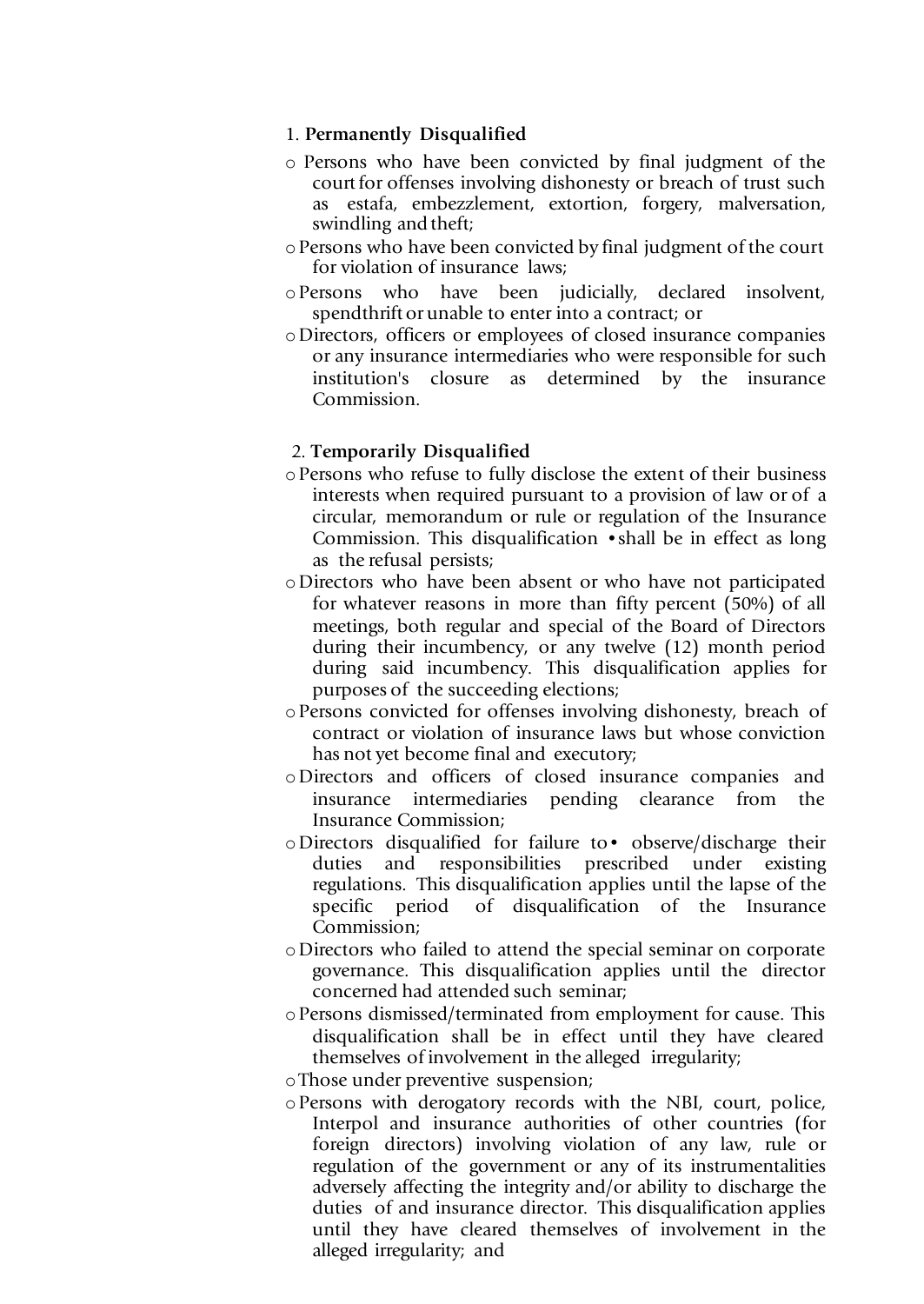1. **Permanently Disqualified**

- Persons who have been convicted by final judgment of the court for offenses involving dishonesty or breach of trust such as estafa, embezzlement, extortion, forgery, malversation, swindling and theft;
- Persons who have been convicted by final judgment of the court for violation of insurance laws;
- Persons who have been judicially, declared insolvent, spendthrift or unable to enter into a contract; or
- Directors, officers or employees of closed insurance companies or any insurance intermediaries who were responsible for such institution's closure as determined by the insurance Commission.

2. **Temporarily Disqualified**

- Persons who refuse to fully disclose the extent of their business interests when required pursuant to a provision of law or of a circular, memorandum or rule or regulation of the Insurance Commission. This disqualification • shall be in effect as long as the refusal persists;
- Directors who have been absent or who have not participated for whatever reasons in more than fifty percent (50%) of all meetings, both regular and special of the Board of Directors during their incumbency, or any twelve (12) month period during said incumbency. This disqualification applies for purposes of the succeeding elections;
- Persons convicted for offenses involving dishonesty, breach of contract or violation of insurance laws but whose conviction has not yet become final and executory;
- Directors and officers of closed insurance companies and insurance intermediaries pending clearance from the Insurance Commission;
- Directors disqualified for failure to• observe/discharge their duties and responsibilities prescribed under existing regulations. This disqualification applies until the lapse of the specific period of disqualification of the Insurance Commission;
- Directors who failed to attend the special seminar on corporate governance. This disqualification applies until the director concerned had attended such seminar;
- Persons dismissed/terminated from employment for cause. This disqualification shall be in effect until they have cleared themselves of involvement in the alleged irregularity;
- Those under preventive suspension;
- Persons with derogatory records with the NBI, court, police, Interpol and insurance authorities of other countries (for foreign directors) involving violation of any law, rule or regulation of the government or any of its instrumentalities adversely affecting the integrity and/or ability to discharge the duties of and insurance director. This disqualification applies until they have cleared themselves of involvement in the alleged irregularity; and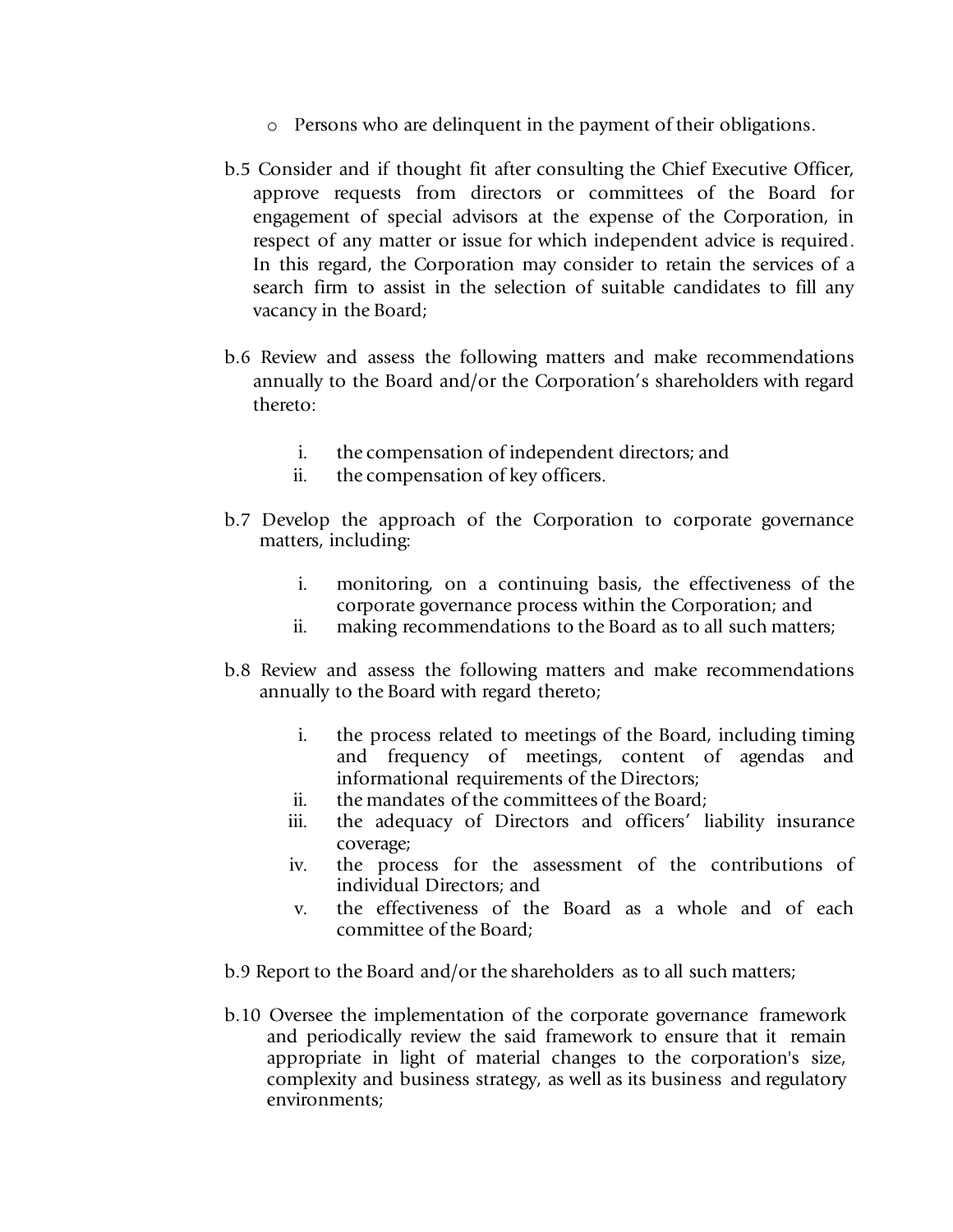- Persons who are delinquent in the payment of their obligations.

b.5 Consider and if thought fit after consulting the Chief Executive Officer, approve requests from directors or committees of the Board for engagement of special advisors at the expense of the Corporation, in respect of any matter or issue for which independent advice is required. In this regard, the Corporation may consider to retain the services of a search firm to assist in the selection of suitable candidates to fill any vacancy in the Board;

b.6 Review and assess the following matters and make recommendations annually to the Board and/or the Corporation's shareholders with regard thereto:

i. the compensation of independent directors; and
ii. the compensation of key officers.

b.7 Develop the approach of the Corporation to corporate governance matters, including:

i. monitoring, on a continuing basis, the effectiveness of the corporate governance process within the Corporation; and
ii. making recommendations to the Board as to all such matters;

b.8 Review and assess the following matters and make recommendations annually to the Board with regard thereto;

i. the process related to meetings of the Board, including timing and frequency of meetings, content of agendas and informational requirements of the Directors;
ii. the mandates of the committees of the Board;
iii. the adequacy of Directors and officers' liability insurance coverage;
iv. the process for the assessment of the contributions of individual Directors; and
v. the effectiveness of the Board as a whole and of each committee of the Board;

b.9 Report to the Board and/or the shareholders as to all such matters;

b.10 Oversee the implementation of the corporate governance framework and periodically review the said framework to ensure that it remain appropriate in light of material changes to the corporation's size, complexity and business strategy, as well as its business and regulatory environments;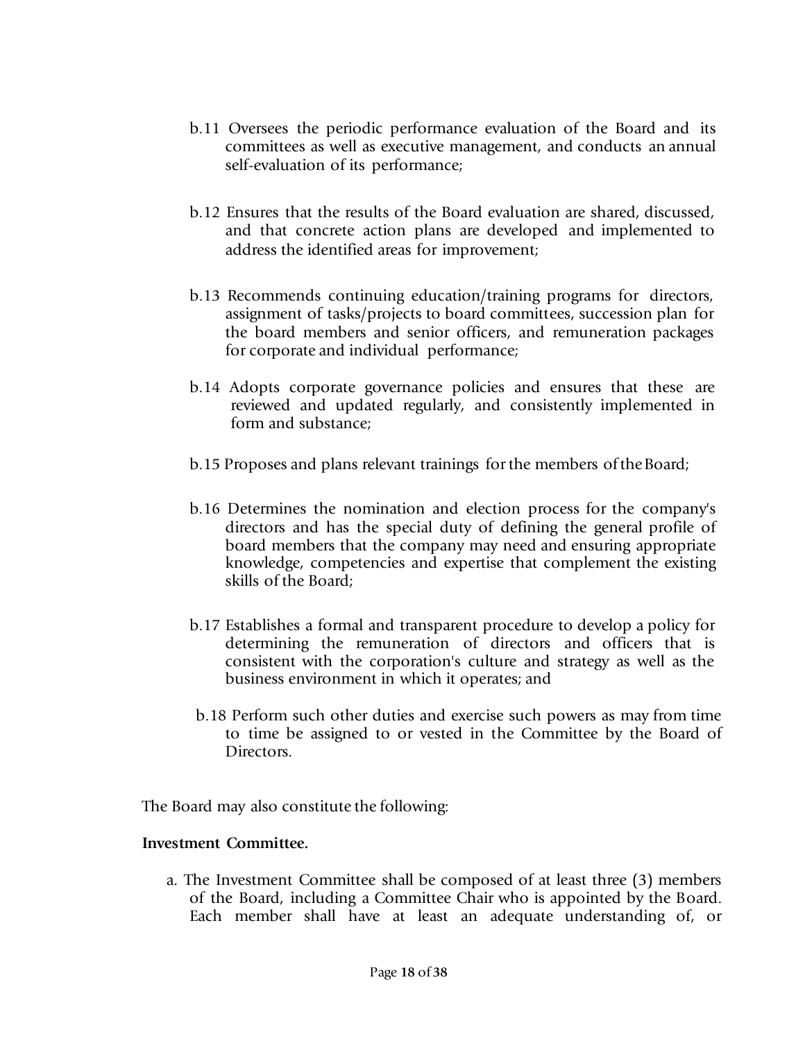b.11 Oversees the periodic performance evaluation of the Board and its committees as well as executive management, and conducts an annual self-evaluation of its performance;

b.12 Ensures that the results of the Board evaluation are shared, discussed, and that concrete action plans are developed and implemented to address the identified areas for improvement;

b.13 Recommends continuing education/training programs for directors, assignment of tasks/projects to board committees, succession plan for the board members and senior officers, and remuneration packages for corporate and individual performance;

b.14 Adopts corporate governance policies and ensures that these are reviewed and updated regularly, and consistently implemented in form and substance;

b.15 Proposes and plans relevant trainings for the members of the Board;

b.16 Determines the nomination and election process for the company's directors and has the special duty of defining the general profile of board members that the company may need and ensuring appropriate knowledge, competencies and expertise that complement the existing skills of the Board;

b.17 Establishes a formal and transparent procedure to develop a policy for determining the remuneration of directors and officers that is consistent with the corporation's culture and strategy as well as the business environment in which it operates; and

b.18 Perform such other duties and exercise such powers as may from time to time be assigned to or vested in the Committee by the Board of Directors.

The Board may also constitute the following:

**Investment Committee.**

a. The Investment Committee shall be composed of at least three (3) members of the Board, including a Committee Chair who is appointed by the Board. Each member shall have at least an adequate understanding of, or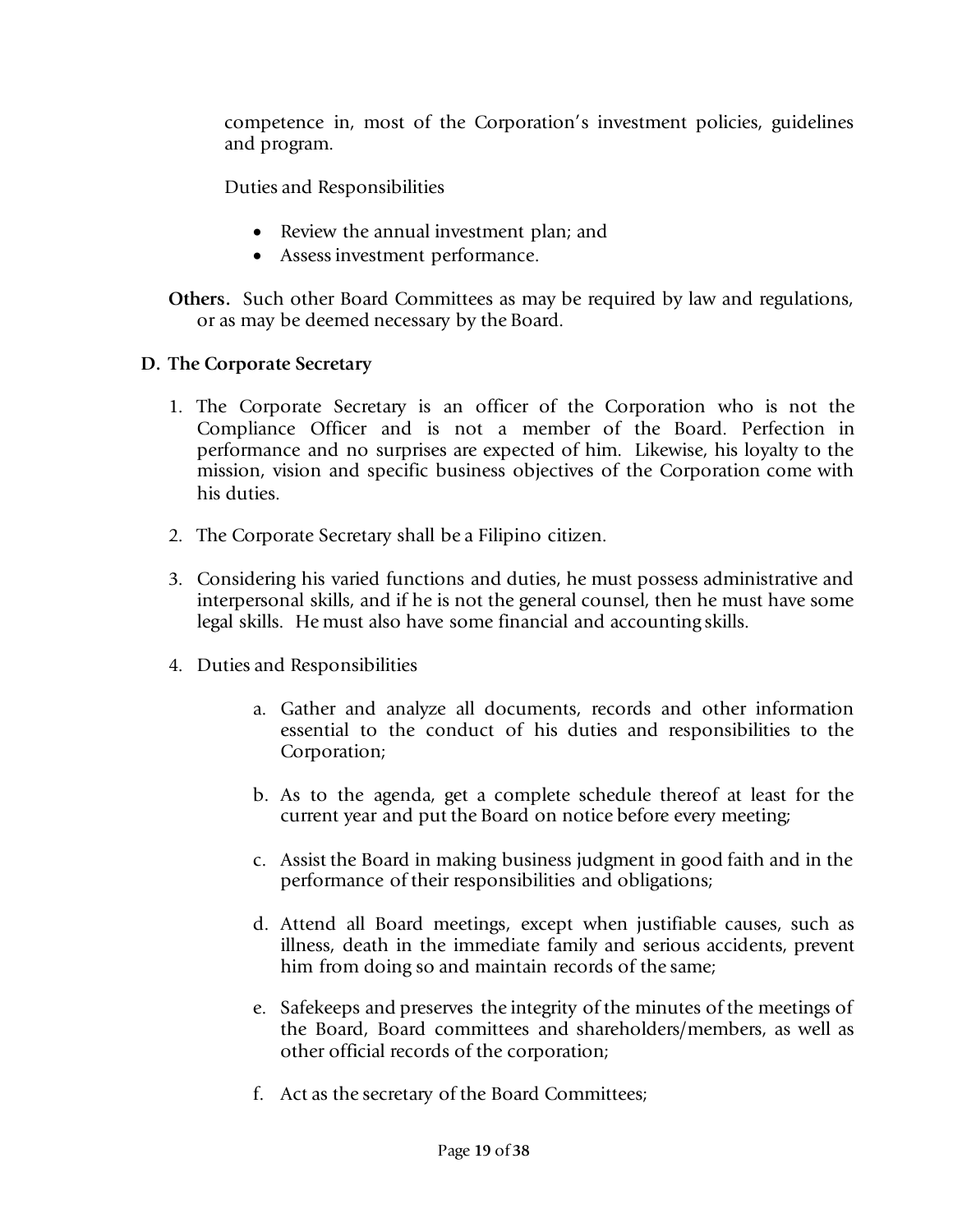competence in, most of the Corporation's investment policies, guidelines and program.

Duties and Responsibilities

- Review the annual investment plan; and
- Assess investment performance.

**Others.** Such other Board Committees as may be required by law and regulations, or as may be deemed necessary by the Board.

**D. The Corporate Secretary**

1. The Corporate Secretary is an officer of the Corporation who is not the Compliance Officer and is not a member of the Board. Perfection in performance and no surprises are expected of him. Likewise, his loyalty to the mission, vision and specific business objectives of the Corporation come with his duties.

2. The Corporate Secretary shall be a Filipino citizen.

3. Considering his varied functions and duties, he must possess administrative and interpersonal skills, and if he is not the general counsel, then he must have some legal skills. He must also have some financial and accounting skills.

4. Duties and Responsibilities

    a. Gather and analyze all documents, records and other information essential to the conduct of his duties and responsibilities to the Corporation;

    b. As to the agenda, get a complete schedule thereof at least for the current year and put the Board on notice before every meeting;

    c. Assist the Board in making business judgment in good faith and in the performance of their responsibilities and obligations;

    d. Attend all Board meetings, except when justifiable causes, such as illness, death in the immediate family and serious accidents, prevent him from doing so and maintain records of the same;

    e. Safekeeps and preserves the integrity of the minutes of the meetings of the Board, Board committees and shareholders/members, as well as other official records of the corporation;

    f. Act as the secretary of the Board Committees;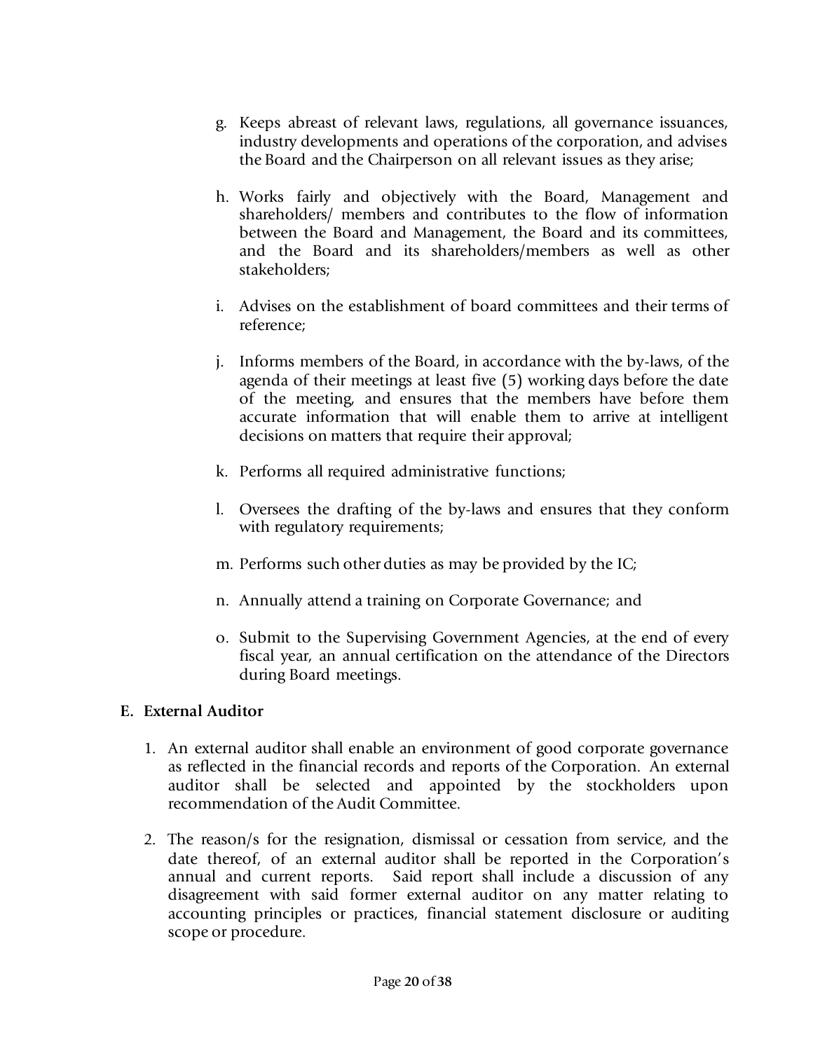g. Keeps abreast of relevant laws, regulations, all governance issuances, industry developments and operations of the corporation, and advises the Board and the Chairperson on all relevant issues as they arise;

h. Works fairly and objectively with the Board, Management and shareholders/ members and contributes to the flow of information between the Board and Management, the Board and its committees, and the Board and its shareholders/members as well as other stakeholders;

i. Advises on the establishment of board committees and their terms of reference;

j. Informs members of the Board, in accordance with the by-laws, of the agenda of their meetings at least five (5) working days before the date of the meeting, and ensures that the members have before them accurate information that will enable them to arrive at intelligent decisions on matters that require their approval;

k. Performs all required administrative functions;

l. Oversees the drafting of the by-laws and ensures that they conform with regulatory requirements;

m. Performs such other duties as may be provided by the IC;

n. Annually attend a training on Corporate Governance; and

o. Submit to the Supervising Government Agencies, at the end of every fiscal year, an annual certification on the attendance of the Directors during Board meetings.

**E. External Auditor**

1. An external auditor shall enable an environment of good corporate governance as reflected in the financial records and reports of the Corporation. An external auditor shall be selected and appointed by the stockholders upon recommendation of the Audit Committee.

2. The reason/s for the resignation, dismissal or cessation from service, and the date thereof, of an external auditor shall be reported in the Corporation's annual and current reports. Said report shall include a discussion of any disagreement with said former external auditor on any matter relating to accounting principles or practices, financial statement disclosure or auditing scope or procedure.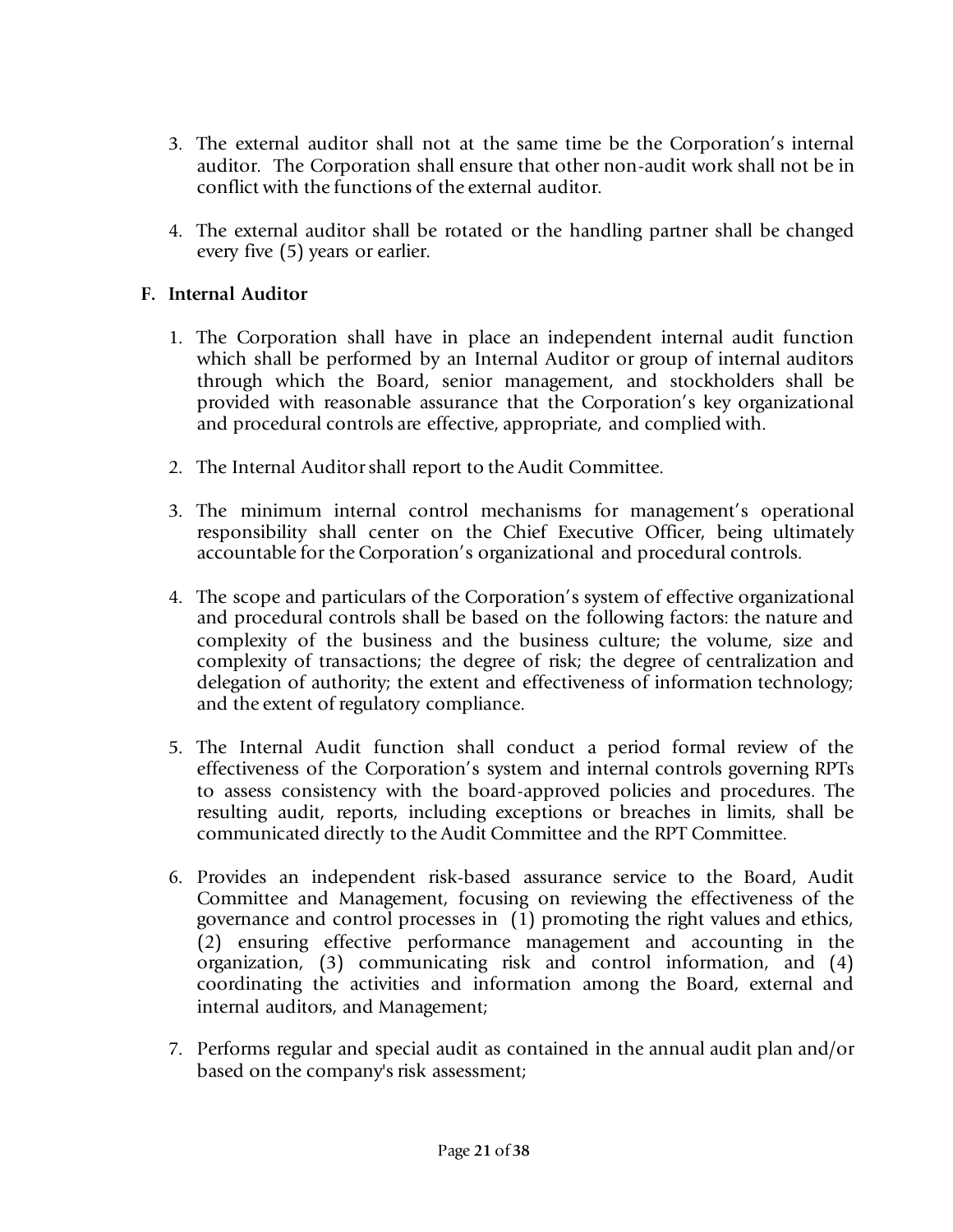3. The external auditor shall not at the same time be the Corporation's internal auditor. The Corporation shall ensure that other non-audit work shall not be in conflict with the functions of the external auditor.

4. The external auditor shall be rotated or the handling partner shall be changed every five (5) years or earlier.

**F. Internal Auditor**

1. The Corporation shall have in place an independent internal audit function which shall be performed by an Internal Auditor or group of internal auditors through which the Board, senior management, and stockholders shall be provided with reasonable assurance that the Corporation's key organizational and procedural controls are effective, appropriate, and complied with.

2. The Internal Auditor shall report to the Audit Committee.

3. The minimum internal control mechanisms for management's operational responsibility shall center on the Chief Executive Officer, being ultimately accountable for the Corporation's organizational and procedural controls.

4. The scope and particulars of the Corporation's system of effective organizational and procedural controls shall be based on the following factors: the nature and complexity of the business and the business culture; the volume, size and complexity of transactions; the degree of risk; the degree of centralization and delegation of authority; the extent and effectiveness of information technology; and the extent of regulatory compliance.

5. The Internal Audit function shall conduct a period formal review of the effectiveness of the Corporation's system and internal controls governing RPTs to assess consistency with the board-approved policies and procedures. The resulting audit, reports, including exceptions or breaches in limits, shall be communicated directly to the Audit Committee and the RPT Committee.

6. Provides an independent risk-based assurance service to the Board, Audit Committee and Management, focusing on reviewing the effectiveness of the governance and control processes in (1) promoting the right values and ethics, (2) ensuring effective performance management and accounting in the organization, (3) communicating risk and control information, and (4) coordinating the activities and information among the Board, external and internal auditors, and Management;

7. Performs regular and special audit as contained in the annual audit plan and/or based on the company's risk assessment;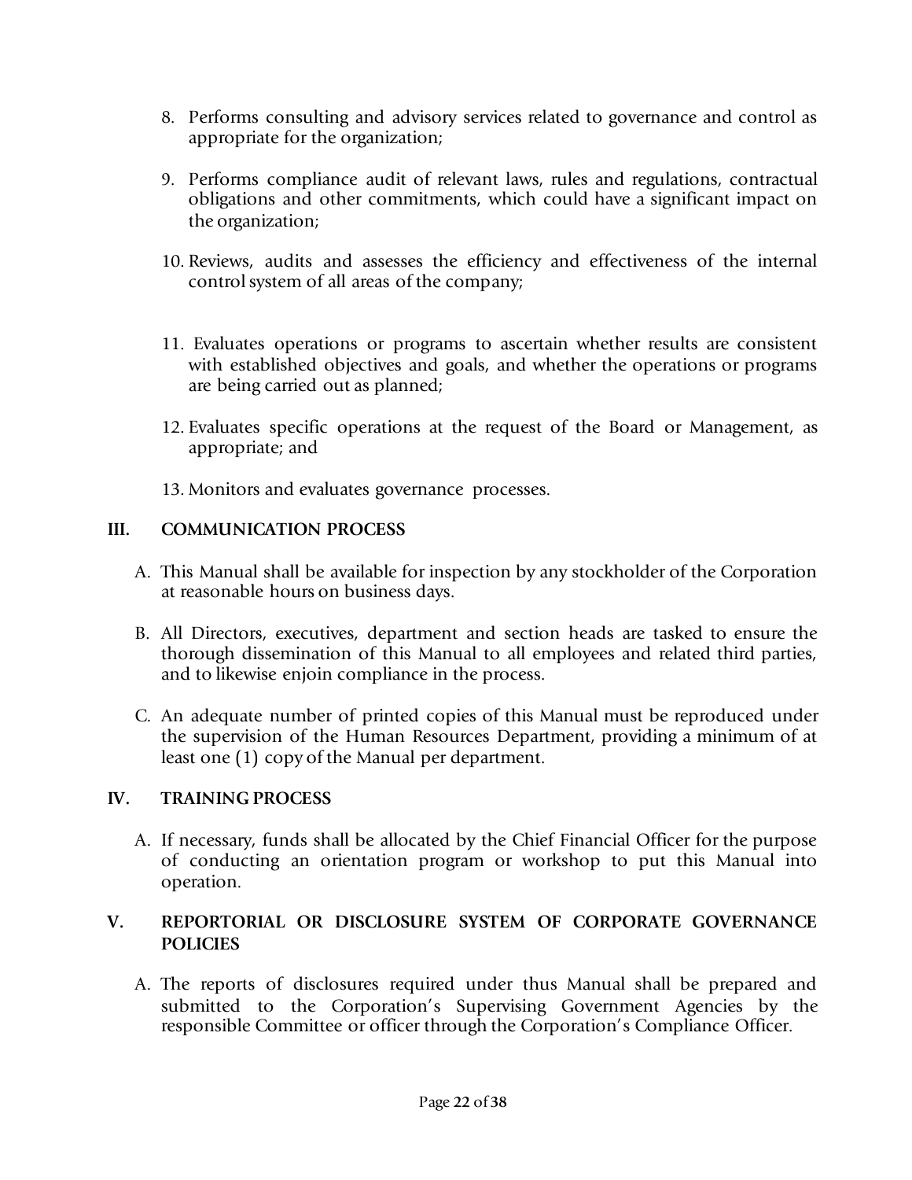8. Performs consulting and advisory services related to governance and control as appropriate for the organization;

9. Performs compliance audit of relevant laws, rules and regulations, contractual obligations and other commitments, which could have a significant impact on the organization;

10. Reviews, audits and assesses the efficiency and effectiveness of the internal control system of all areas of the company;

11. Evaluates operations or programs to ascertain whether results are consistent with established objectives and goals, and whether the operations or programs are being carried out as planned;

12. Evaluates specific operations at the request of the Board or Management, as appropriate; and

13. Monitors and evaluates governance processes.

## III. COMMUNICATION PROCESS

A. This Manual shall be available for inspection by any stockholder of the Corporation at reasonable hours on business days.

B. All Directors, executives, department and section heads are tasked to ensure the thorough dissemination of this Manual to all employees and related third parties, and to likewise enjoin compliance in the process.

C. An adequate number of printed copies of this Manual must be reproduced under the supervision of the Human Resources Department, providing a minimum of at least one (1) copy of the Manual per department.

## IV. TRAINING PROCESS

A. If necessary, funds shall be allocated by the Chief Financial Officer for the purpose of conducting an orientation program or workshop to put this Manual into operation.

## V. REPORTORIAL OR DISCLOSURE SYSTEM OF CORPORATE GOVERNANCE POLICIES

A. The reports of disclosures required under thus Manual shall be prepared and submitted to the Corporation's Supervising Government Agencies by the responsible Committee or officer through the Corporation's Compliance Officer.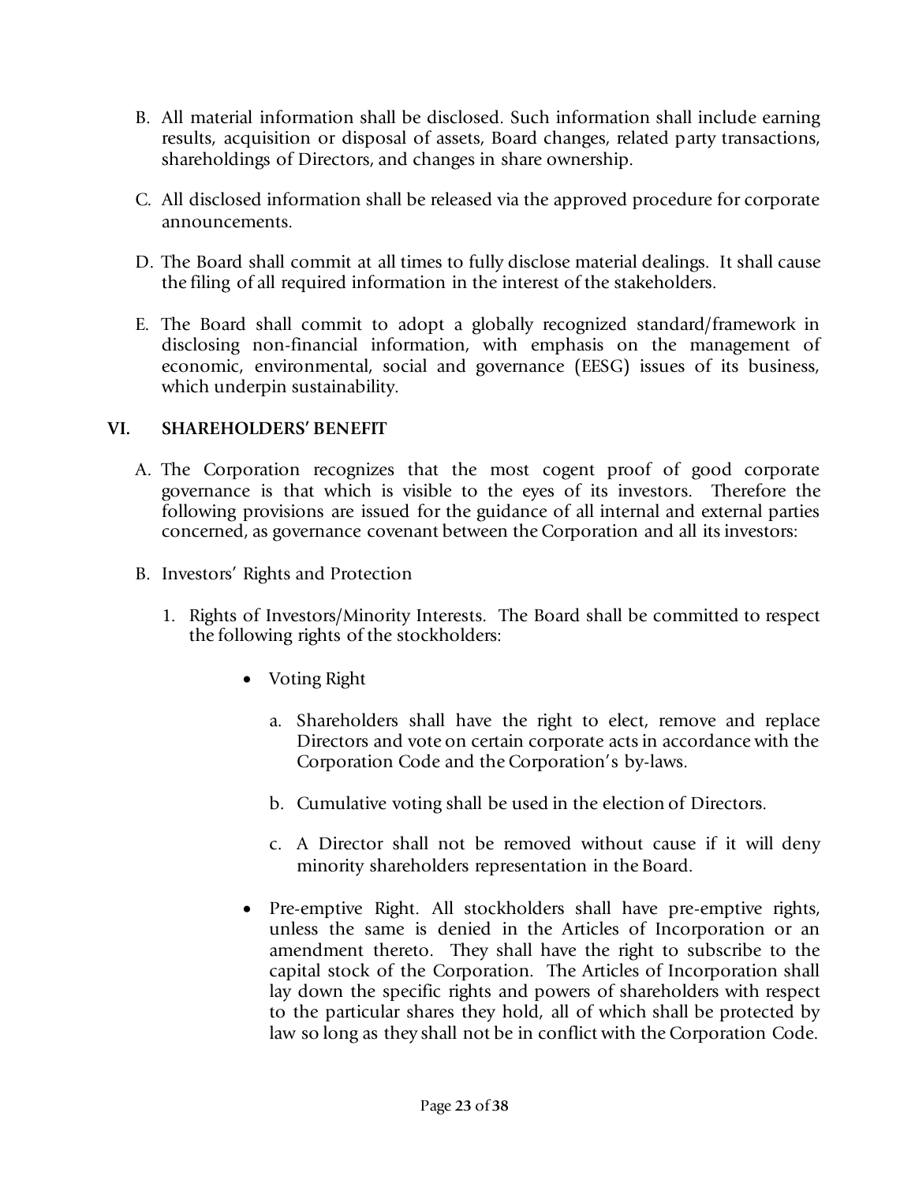B. All material information shall be disclosed. Such information shall include earning results, acquisition or disposal of assets, Board changes, related party transactions, shareholdings of Directors, and changes in share ownership.

C. All disclosed information shall be released via the approved procedure for corporate announcements.

D. The Board shall commit at all times to fully disclose material dealings. It shall cause the filing of all required information in the interest of the stakeholders.

E. The Board shall commit to adopt a globally recognized standard/framework in disclosing non-financial information, with emphasis on the management of economic, environmental, social and governance (EESG) issues of its business, which underpin sustainability.

## VI. SHAREHOLDERS' BENEFIT

A. The Corporation recognizes that the most cogent proof of good corporate governance is that which is visible to the eyes of its investors. Therefore the following provisions are issued for the guidance of all internal and external parties concerned, as governance covenant between the Corporation and all its investors:

B. Investors' Rights and Protection

1. Rights of Investors/Minority Interests. The Board shall be committed to respect the following rights of the stockholders:

   - Voting Right

     a. Shareholders shall have the right to elect, remove and replace Directors and vote on certain corporate acts in accordance with the Corporation Code and the Corporation's by-laws.

     b. Cumulative voting shall be used in the election of Directors.

     c. A Director shall not be removed without cause if it will deny minority shareholders representation in the Board.

   - Pre-emptive Right. All stockholders shall have pre-emptive rights, unless the same is denied in the Articles of Incorporation or an amendment thereto. They shall have the right to subscribe to the capital stock of the Corporation. The Articles of Incorporation shall lay down the specific rights and powers of shareholders with respect to the particular shares they hold, all of which shall be protected by law so long as they shall not be in conflict with the Corporation Code.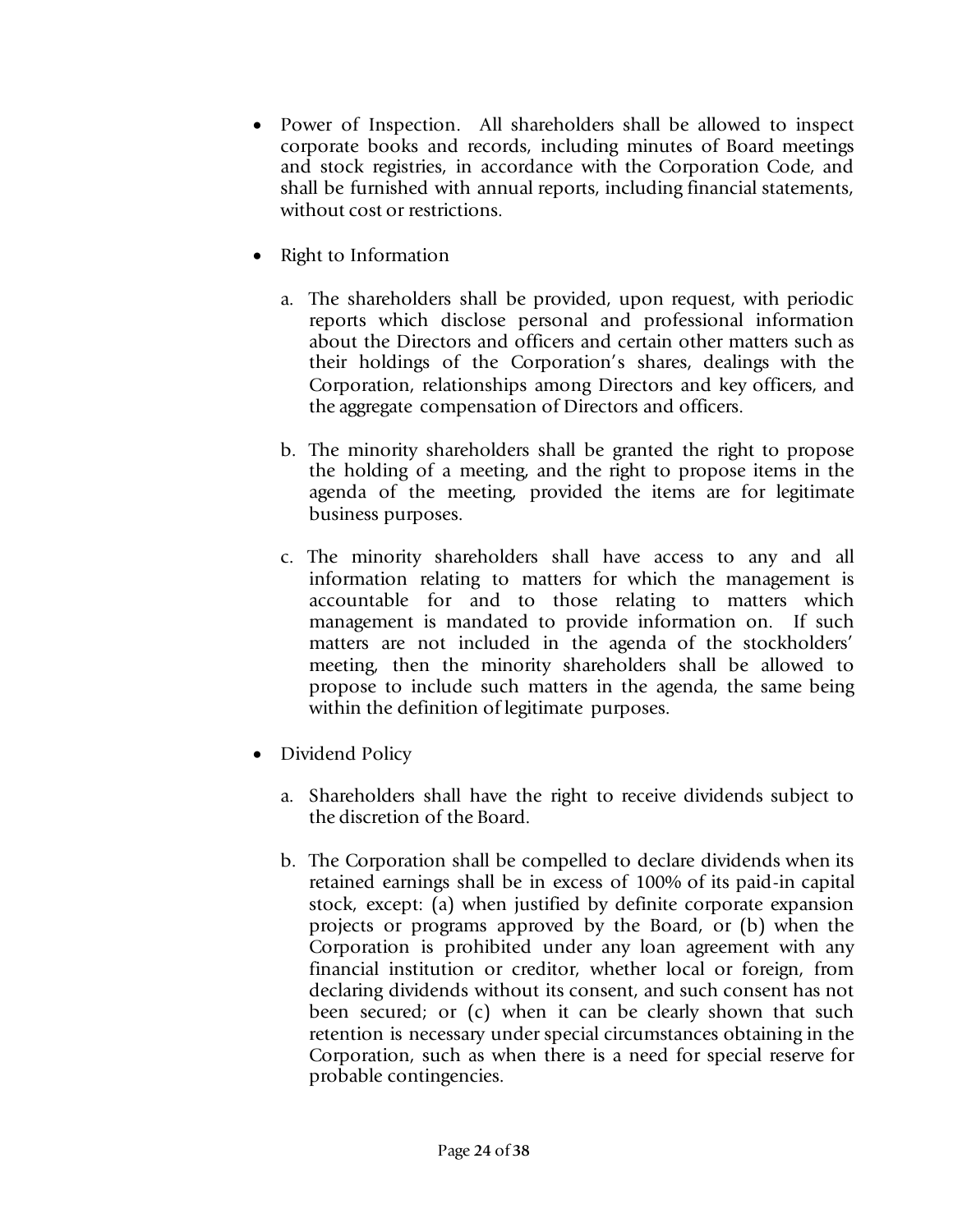- Power of Inspection. All shareholders shall be allowed to inspect corporate books and records, including minutes of Board meetings and stock registries, in accordance with the Corporation Code, and shall be furnished with annual reports, including financial statements, without cost or restrictions.

- Right to Information

  a. The shareholders shall be provided, upon request, with periodic reports which disclose personal and professional information about the Directors and officers and certain other matters such as their holdings of the Corporation's shares, dealings with the Corporation, relationships among Directors and key officers, and the aggregate compensation of Directors and officers.

  b. The minority shareholders shall be granted the right to propose the holding of a meeting, and the right to propose items in the agenda of the meeting, provided the items are for legitimate business purposes.

  c. The minority shareholders shall have access to any and all information relating to matters for which the management is accountable for and to those relating to matters which management is mandated to provide information on. If such matters are not included in the agenda of the stockholders' meeting, then the minority shareholders shall be allowed to propose to include such matters in the agenda, the same being within the definition of legitimate purposes.

- Dividend Policy

  a. Shareholders shall have the right to receive dividends subject to the discretion of the Board.

  b. The Corporation shall be compelled to declare dividends when its retained earnings shall be in excess of 100% of its paid-in capital stock, except: (a) when justified by definite corporate expansion projects or programs approved by the Board, or (b) when the Corporation is prohibited under any loan agreement with any financial institution or creditor, whether local or foreign, from declaring dividends without its consent, and such consent has not been secured; or (c) when it can be clearly shown that such retention is necessary under special circumstances obtaining in the Corporation, such as when there is a need for special reserve for probable contingencies.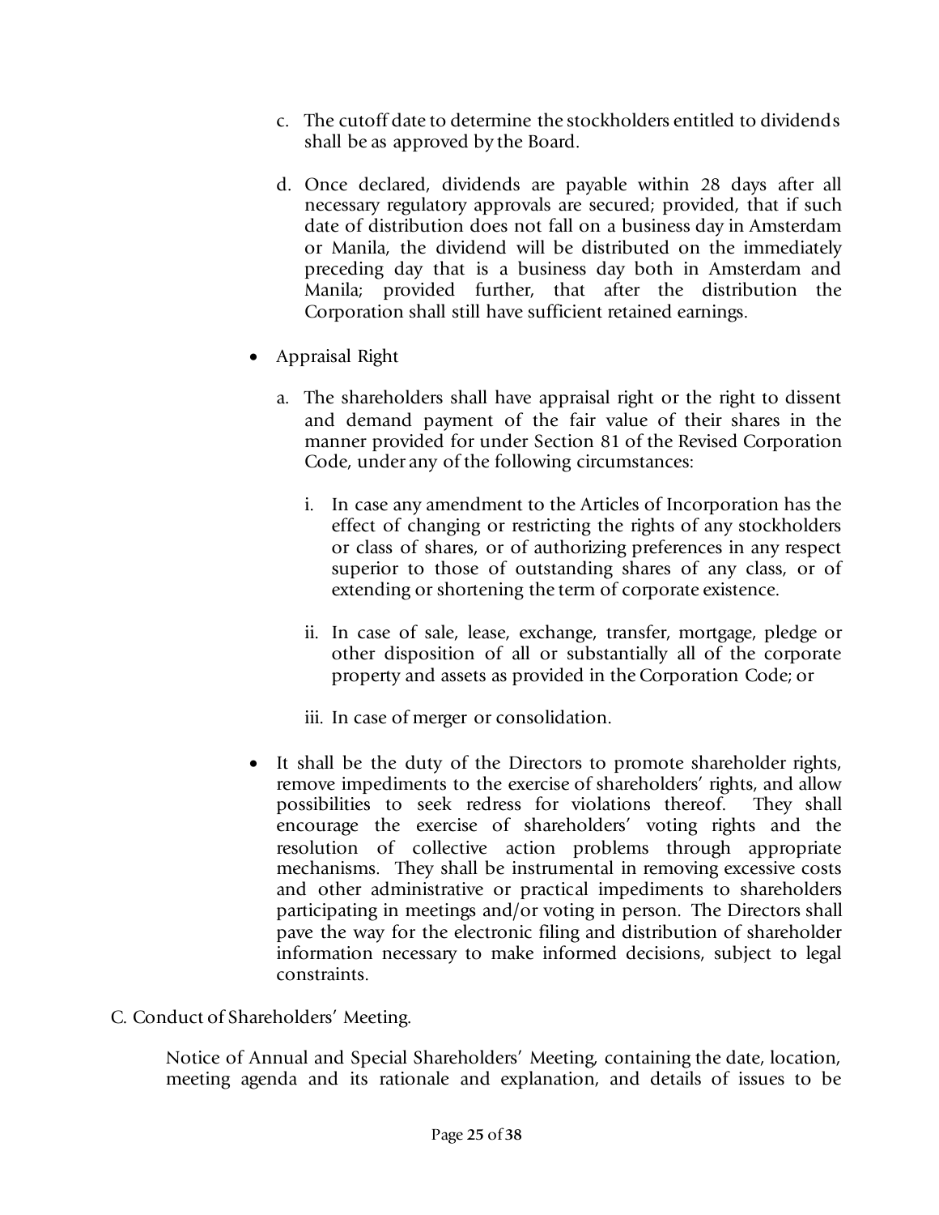c. The cutoff date to determine the stockholders entitled to dividends shall be as approved by the Board.

d. Once declared, dividends are payable within 28 days after all necessary regulatory approvals are secured; provided, that if such date of distribution does not fall on a business day in Amsterdam or Manila, the dividend will be distributed on the immediately preceding day that is a business day both in Amsterdam and Manila; provided further, that after the distribution the Corporation shall still have sufficient retained earnings.

- Appraisal Right

  a. The shareholders shall have appraisal right or the right to dissent and demand payment of the fair value of their shares in the manner provided for under Section 81 of the Revised Corporation Code, under any of the following circumstances:

     i. In case any amendment to the Articles of Incorporation has the effect of changing or restricting the rights of any stockholders or class of shares, or of authorizing preferences in any respect superior to those of outstanding shares of any class, or of extending or shortening the term of corporate existence.

     ii. In case of sale, lease, exchange, transfer, mortgage, pledge or other disposition of all or substantially all of the corporate property and assets as provided in the Corporation Code; or

     iii. In case of merger or consolidation.

- It shall be the duty of the Directors to promote shareholder rights, remove impediments to the exercise of shareholders' rights, and allow possibilities to seek redress for violations thereof. They shall encourage the exercise of shareholders' voting rights and the resolution of collective action problems through appropriate mechanisms. They shall be instrumental in removing excessive costs and other administrative or practical impediments to shareholders participating in meetings and/or voting in person. The Directors shall pave the way for the electronic filing and distribution of shareholder information necessary to make informed decisions, subject to legal constraints.

C. Conduct of Shareholders' Meeting.

Notice of Annual and Special Shareholders' Meeting, containing the date, location, meeting agenda and its rationale and explanation, and details of issues to be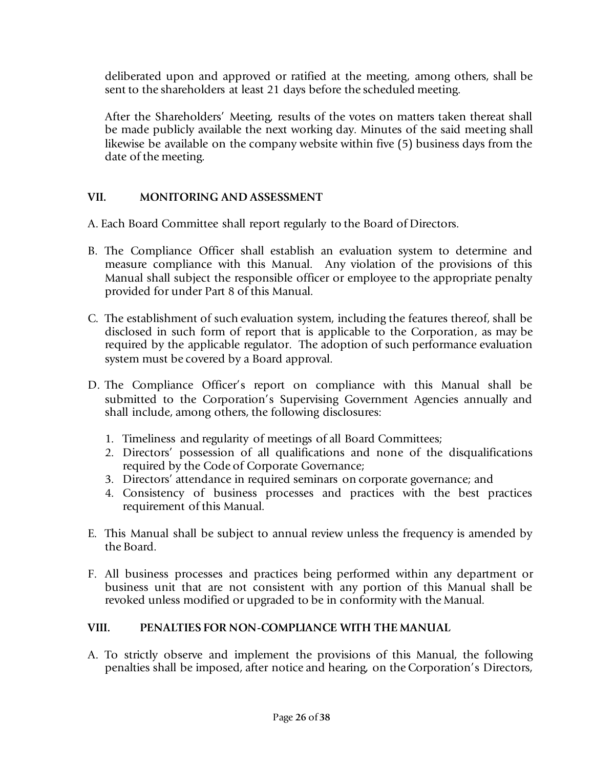deliberated upon and approved or ratified at the meeting, among others, shall be sent to the shareholders at least 21 days before the scheduled meeting.

After the Shareholders' Meeting, results of the votes on matters taken thereat shall be made publicly available the next working day. Minutes of the said meeting shall likewise be available on the company website within five (5) business days from the date of the meeting.

## VII. MONITORING AND ASSESSMENT

A. Each Board Committee shall report regularly to the Board of Directors.

B. The Compliance Officer shall establish an evaluation system to determine and measure compliance with this Manual. Any violation of the provisions of this Manual shall subject the responsible officer or employee to the appropriate penalty provided for under Part 8 of this Manual.

C. The establishment of such evaluation system, including the features thereof, shall be disclosed in such form of report that is applicable to the Corporation, as may be required by the applicable regulator. The adoption of such performance evaluation system must be covered by a Board approval.

D. The Compliance Officer's report on compliance with this Manual shall be submitted to the Corporation's Supervising Government Agencies annually and shall include, among others, the following disclosures:

1. Timeliness and regularity of meetings of all Board Committees;
2. Directors' possession of all qualifications and none of the disqualifications required by the Code of Corporate Governance;
3. Directors' attendance in required seminars on corporate governance; and
4. Consistency of business processes and practices with the best practices requirement of this Manual.

E. This Manual shall be subject to annual review unless the frequency is amended by the Board.

F. All business processes and practices being performed within any department or business unit that are not consistent with any portion of this Manual shall be revoked unless modified or upgraded to be in conformity with the Manual.

## VIII. PENALTIES FOR NON-COMPLIANCE WITH THE MANUAL

A. To strictly observe and implement the provisions of this Manual, the following penalties shall be imposed, after notice and hearing, on the Corporation's Directors,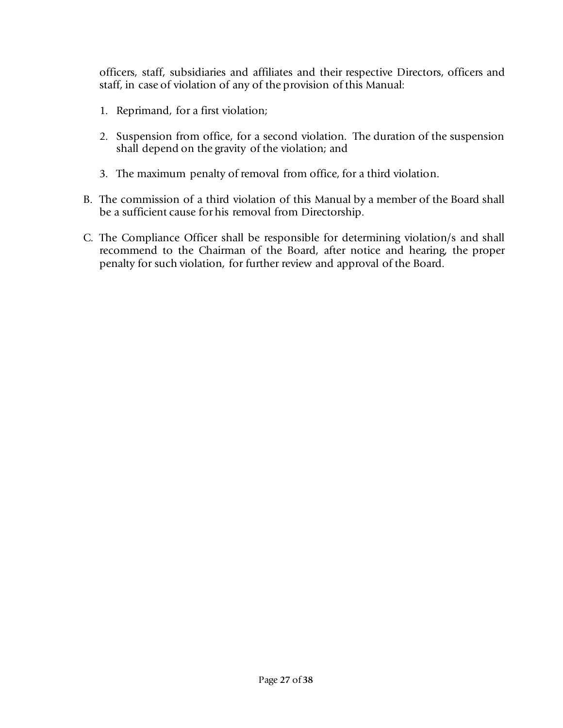officers, staff, subsidiaries and affiliates and their respective Directors, officers and staff, in case of violation of any of the provision of this Manual:

1. Reprimand, for a first violation;

2. Suspension from office, for a second violation. The duration of the suspension shall depend on the gravity of the violation; and

3. The maximum penalty of removal from office, for a third violation.

B. The commission of a third violation of this Manual by a member of the Board shall be a sufficient cause for his removal from Directorship.

C. The Compliance Officer shall be responsible for determining violation/s and shall recommend to the Chairman of the Board, after notice and hearing, the proper penalty for such violation, for further review and approval of the Board.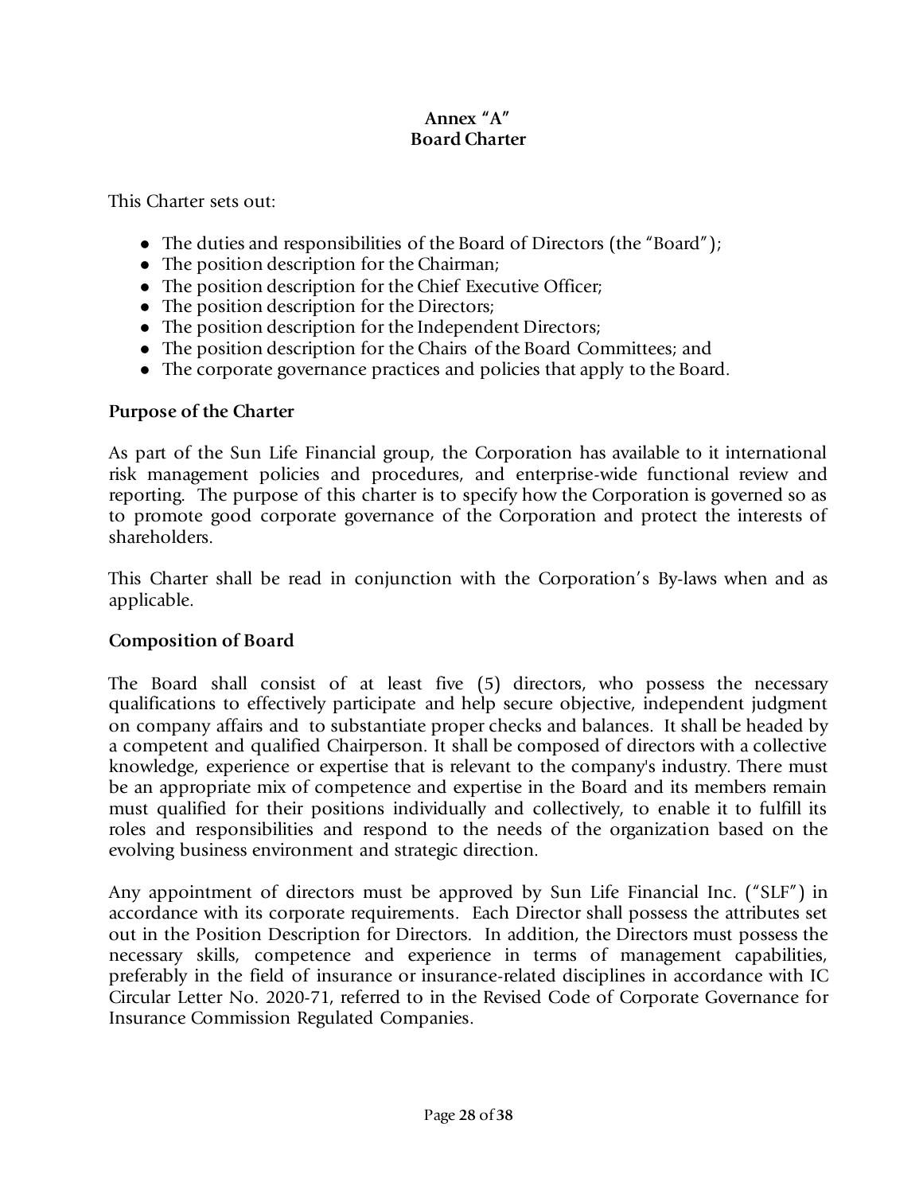**Annex "A"**
**Board Charter**

This Charter sets out:

- The duties and responsibilities of the Board of Directors (the "Board");
- The position description for the Chairman;
- The position description for the Chief Executive Officer;
- The position description for the Directors;
- The position description for the Independent Directors;
- The position description for the Chairs of the Board Committees; and
- The corporate governance practices and policies that apply to the Board.

**Purpose of the Charter**

As part of the Sun Life Financial group, the Corporation has available to it international risk management policies and procedures, and enterprise-wide functional review and reporting. The purpose of this charter is to specify how the Corporation is governed so as to promote good corporate governance of the Corporation and protect the interests of shareholders.

This Charter shall be read in conjunction with the Corporation's By-laws when and as applicable.

**Composition of Board**

The Board shall consist of at least five (5) directors, who possess the necessary qualifications to effectively participate and help secure objective, independent judgment on company affairs and to substantiate proper checks and balances. It shall be headed by a competent and qualified Chairperson. It shall be composed of directors with a collective knowledge, experience or expertise that is relevant to the company's industry. There must be an appropriate mix of competence and expertise in the Board and its members remain must qualified for their positions individually and collectively, to enable it to fulfill its roles and responsibilities and respond to the needs of the organization based on the evolving business environment and strategic direction.

Any appointment of directors must be approved by Sun Life Financial Inc. ("SLF") in accordance with its corporate requirements. Each Director shall possess the attributes set out in the Position Description for Directors. In addition, the Directors must possess the necessary skills, competence and experience in terms of management capabilities, preferably in the field of insurance or insurance-related disciplines in accordance with IC Circular Letter No. 2020-71, referred to in the Revised Code of Corporate Governance for Insurance Commission Regulated Companies.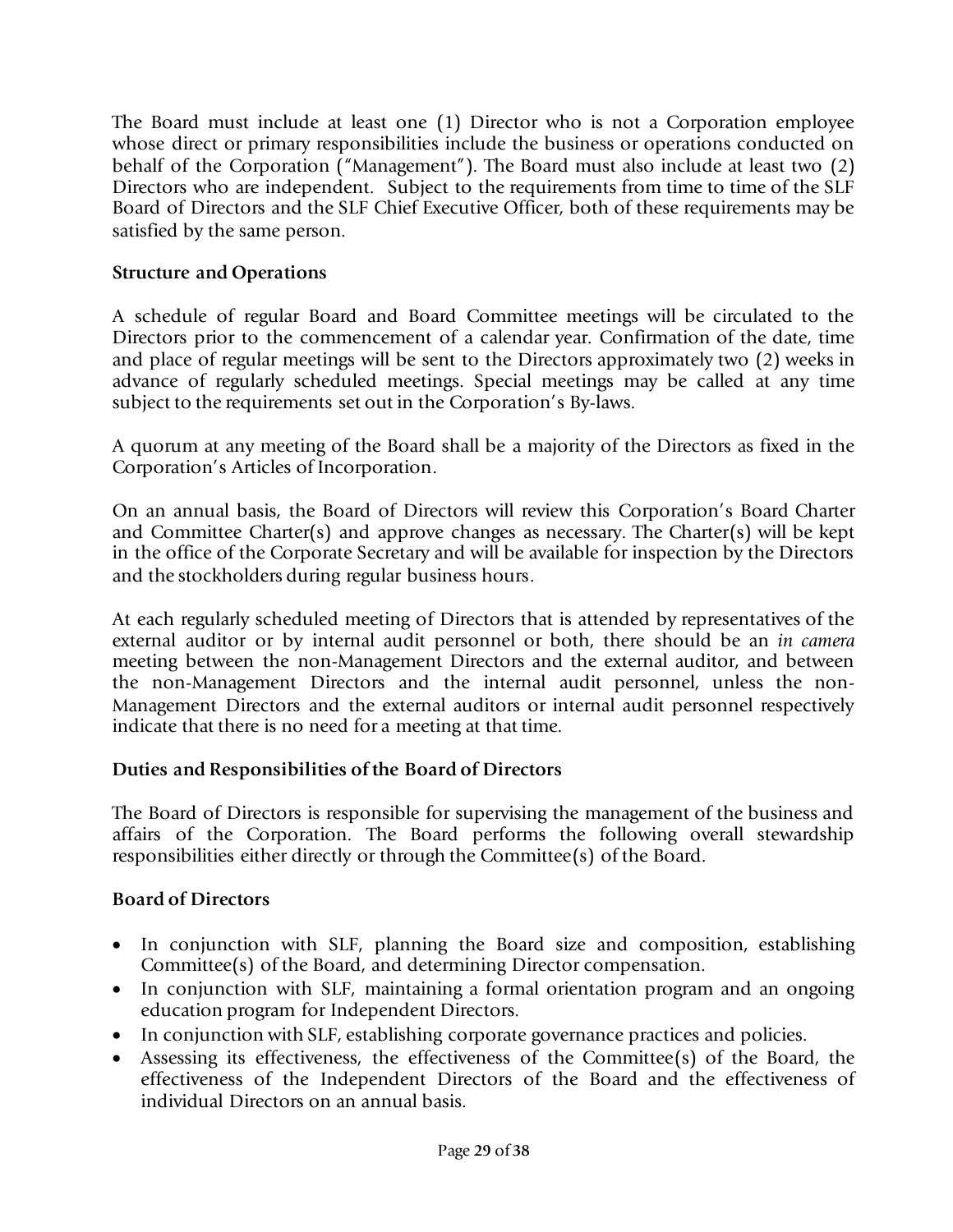The Board must include at least one (1) Director who is not a Corporation employee whose direct or primary responsibilities include the business or operations conducted on behalf of the Corporation ("Management"). The Board must also include at least two (2) Directors who are independent. Subject to the requirements from time to time of the SLF Board of Directors and the SLF Chief Executive Officer, both of these requirements may be satisfied by the same person.

**Structure and Operations**

A schedule of regular Board and Board Committee meetings will be circulated to the Directors prior to the commencement of a calendar year. Confirmation of the date, time and place of regular meetings will be sent to the Directors approximately two (2) weeks in advance of regularly scheduled meetings. Special meetings may be called at any time subject to the requirements set out in the Corporation's By-laws.

A quorum at any meeting of the Board shall be a majority of the Directors as fixed in the Corporation's Articles of Incorporation.

On an annual basis, the Board of Directors will review this Corporation's Board Charter and Committee Charter(s) and approve changes as necessary. The Charter(s) will be kept in the office of the Corporate Secretary and will be available for inspection by the Directors and the stockholders during regular business hours.

At each regularly scheduled meeting of Directors that is attended by representatives of the external auditor or by internal audit personnel or both, there should be an *in camera* meeting between the non-Management Directors and the external auditor, and between the non-Management Directors and the internal audit personnel, unless the non-Management Directors and the external auditors or internal audit personnel respectively indicate that there is no need for a meeting at that time.

**Duties and Responsibilities of the Board of Directors**

The Board of Directors is responsible for supervising the management of the business and affairs of the Corporation. The Board performs the following overall stewardship responsibilities either directly or through the Committee(s) of the Board.

**Board of Directors**

- In conjunction with SLF, planning the Board size and composition, establishing Committee(s) of the Board, and determining Director compensation.
- In conjunction with SLF, maintaining a formal orientation program and an ongoing education program for Independent Directors.
- In conjunction with SLF, establishing corporate governance practices and policies.
- Assessing its effectiveness, the effectiveness of the Committee(s) of the Board, the effectiveness of the Independent Directors of the Board and the effectiveness of individual Directors on an annual basis.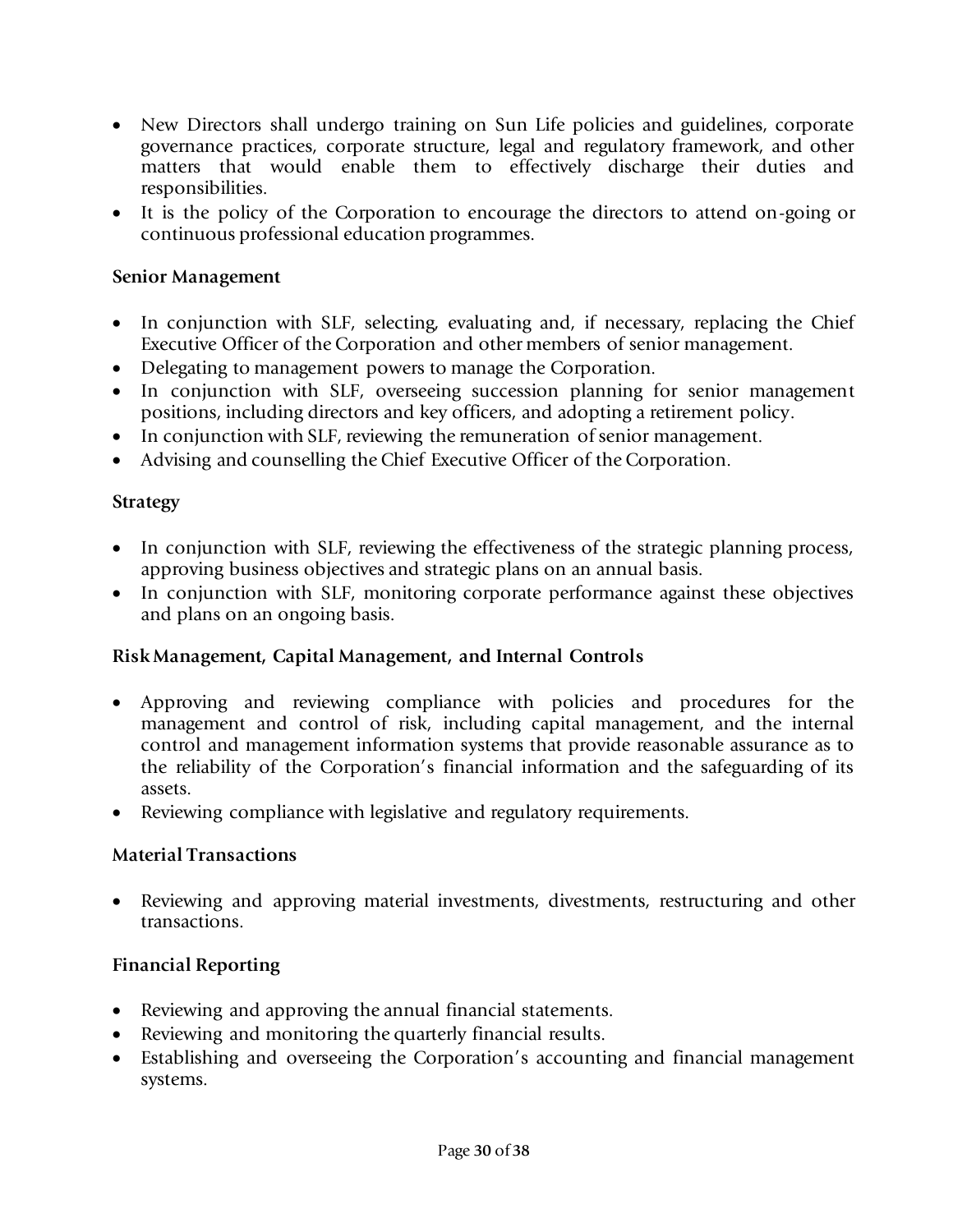- New Directors shall undergo training on Sun Life policies and guidelines, corporate governance practices, corporate structure, legal and regulatory framework, and other matters that would enable them to effectively discharge their duties and responsibilities.
- It is the policy of the Corporation to encourage the directors to attend on-going or continuous professional education programmes.

**Senior Management**

- In conjunction with SLF, selecting, evaluating and, if necessary, replacing the Chief Executive Officer of the Corporation and other members of senior management.
- Delegating to management powers to manage the Corporation.
- In conjunction with SLF, overseeing succession planning for senior management positions, including directors and key officers, and adopting a retirement policy.
- In conjunction with SLF, reviewing the remuneration of senior management.
- Advising and counselling the Chief Executive Officer of the Corporation.

**Strategy**

- In conjunction with SLF, reviewing the effectiveness of the strategic planning process, approving business objectives and strategic plans on an annual basis.
- In conjunction with SLF, monitoring corporate performance against these objectives and plans on an ongoing basis.

**Risk Management, Capital Management, and Internal Controls**

- Approving and reviewing compliance with policies and procedures for the management and control of risk, including capital management, and the internal control and management information systems that provide reasonable assurance as to the reliability of the Corporation's financial information and the safeguarding of its assets.
- Reviewing compliance with legislative and regulatory requirements.

**Material Transactions**

- Reviewing and approving material investments, divestments, restructuring and other transactions.

**Financial Reporting**

- Reviewing and approving the annual financial statements.
- Reviewing and monitoring the quarterly financial results.
- Establishing and overseeing the Corporation's accounting and financial management systems.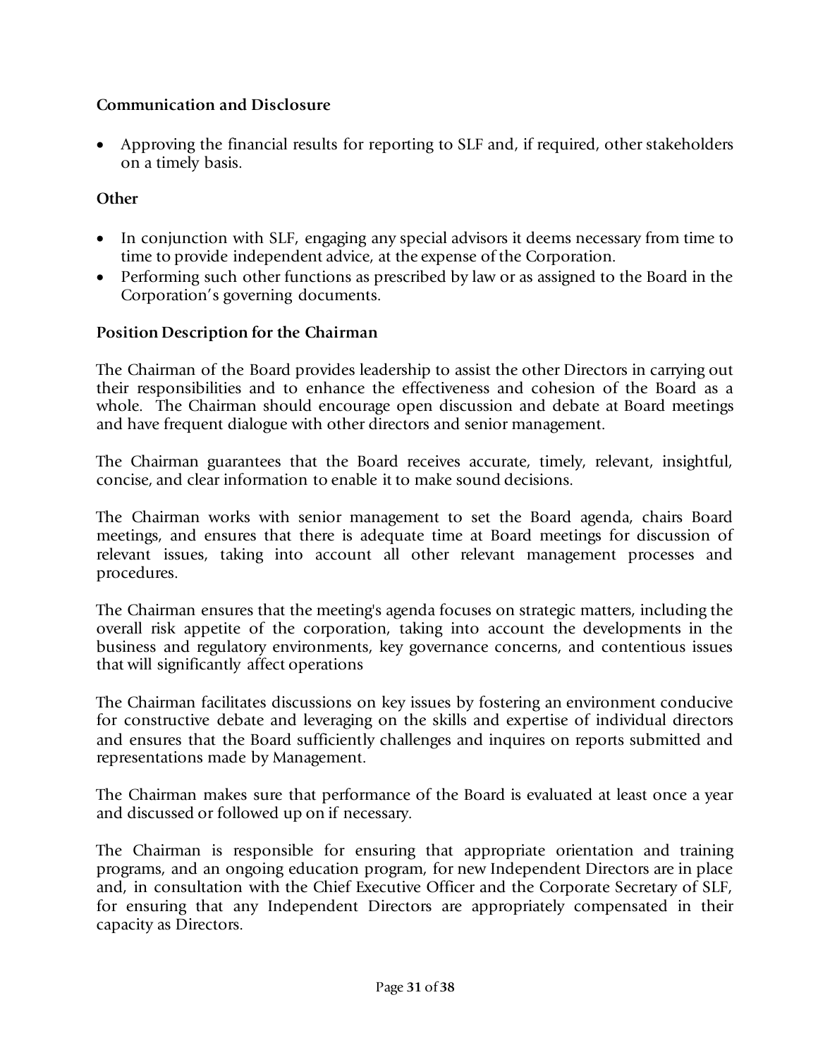**Communication and Disclosure**

- Approving the financial results for reporting to SLF and, if required, other stakeholders on a timely basis.

**Other**

- In conjunction with SLF, engaging any special advisors it deems necessary from time to time to provide independent advice, at the expense of the Corporation.
- Performing such other functions as prescribed by law or as assigned to the Board in the Corporation's governing documents.

**Position Description for the Chairman**

The Chairman of the Board provides leadership to assist the other Directors in carrying out their responsibilities and to enhance the effectiveness and cohesion of the Board as a whole. The Chairman should encourage open discussion and debate at Board meetings and have frequent dialogue with other directors and senior management.

The Chairman guarantees that the Board receives accurate, timely, relevant, insightful, concise, and clear information to enable it to make sound decisions.

The Chairman works with senior management to set the Board agenda, chairs Board meetings, and ensures that there is adequate time at Board meetings for discussion of relevant issues, taking into account all other relevant management processes and procedures.

The Chairman ensures that the meeting's agenda focuses on strategic matters, including the overall risk appetite of the corporation, taking into account the developments in the business and regulatory environments, key governance concerns, and contentious issues that will significantly affect operations

The Chairman facilitates discussions on key issues by fostering an environment conducive for constructive debate and leveraging on the skills and expertise of individual directors and ensures that the Board sufficiently challenges and inquires on reports submitted and representations made by Management.

The Chairman makes sure that performance of the Board is evaluated at least once a year and discussed or followed up on if necessary.

The Chairman is responsible for ensuring that appropriate orientation and training programs, and an ongoing education program, for new Independent Directors are in place and, in consultation with the Chief Executive Officer and the Corporate Secretary of SLF, for ensuring that any Independent Directors are appropriately compensated in their capacity as Directors.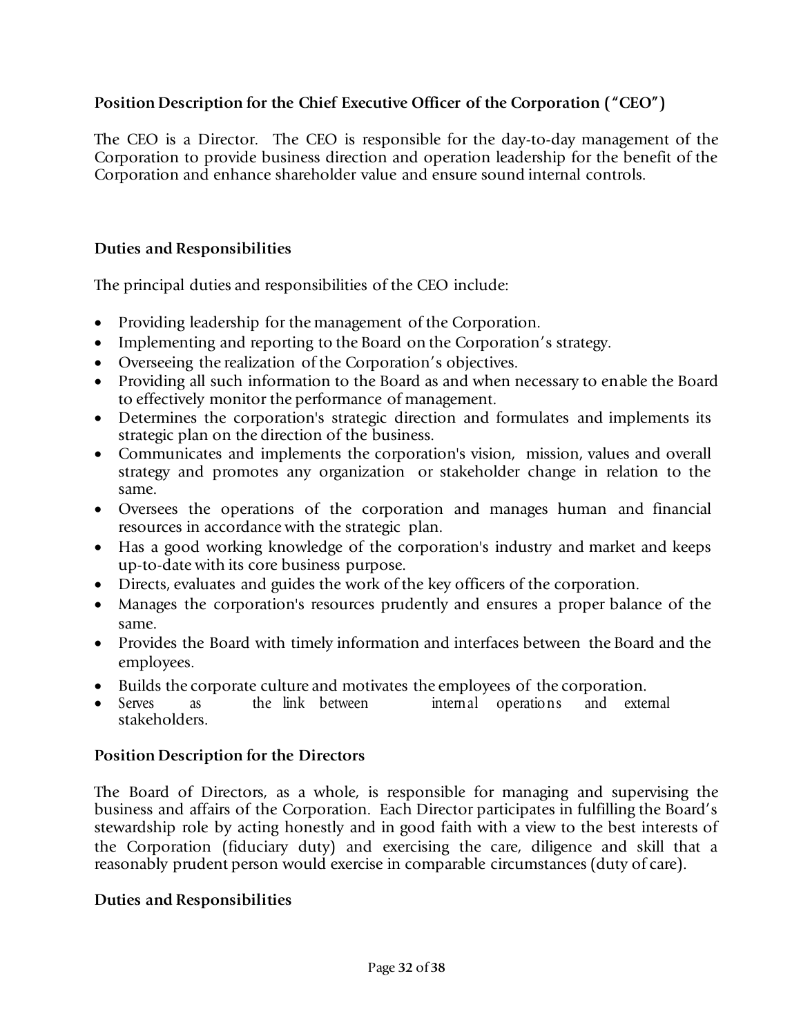**Position Description for the Chief Executive Officer of the Corporation ("CEO")**

The CEO is a Director. The CEO is responsible for the day-to-day management of the Corporation to provide business direction and operation leadership for the benefit of the Corporation and enhance shareholder value and ensure sound internal controls.

**Duties and Responsibilities**

The principal duties and responsibilities of the CEO include:

- Providing leadership for the management of the Corporation.
- Implementing and reporting to the Board on the Corporation's strategy.
- Overseeing the realization of the Corporation's objectives.
- Providing all such information to the Board as and when necessary to enable the Board to effectively monitor the performance of management.
- Determines the corporation's strategic direction and formulates and implements its strategic plan on the direction of the business.
- Communicates and implements the corporation's vision, mission, values and overall strategy and promotes any organization or stakeholder change in relation to the same.
- Oversees the operations of the corporation and manages human and financial resources in accordance with the strategic plan.
- Has a good working knowledge of the corporation's industry and market and keeps up-to-date with its core business purpose.
- Directs, evaluates and guides the work of the key officers of the corporation.
- Manages the corporation's resources prudently and ensures a proper balance of the same.
- Provides the Board with timely information and interfaces between the Board and the employees.
- Builds the corporate culture and motivates the employees of the corporation.
- Serves as the link between internal operations and external stakeholders.

**Position Description for the Directors**

The Board of Directors, as a whole, is responsible for managing and supervising the business and affairs of the Corporation. Each Director participates in fulfilling the Board's stewardship role by acting honestly and in good faith with a view to the best interests of the Corporation (fiduciary duty) and exercising the care, diligence and skill that a reasonably prudent person would exercise in comparable circumstances (duty of care).

**Duties and Responsibilities**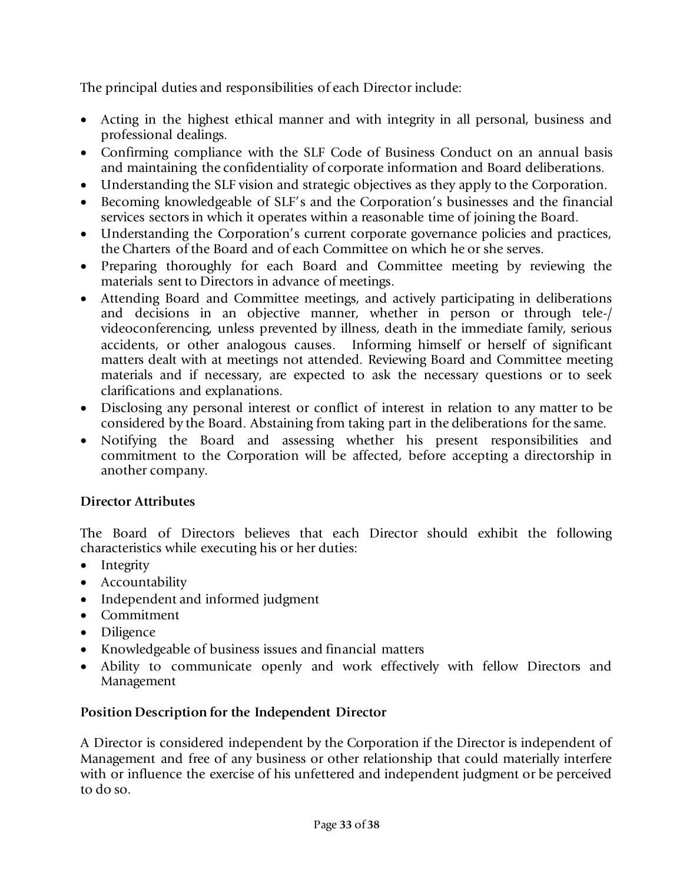The principal duties and responsibilities of each Director include:

- Acting in the highest ethical manner and with integrity in all personal, business and professional dealings.
- Confirming compliance with the SLF Code of Business Conduct on an annual basis and maintaining the confidentiality of corporate information and Board deliberations.
- Understanding the SLF vision and strategic objectives as they apply to the Corporation.
- Becoming knowledgeable of SLF's and the Corporation's businesses and the financial services sectors in which it operates within a reasonable time of joining the Board.
- Understanding the Corporation's current corporate governance policies and practices, the Charters of the Board and of each Committee on which he or she serves.
- Preparing thoroughly for each Board and Committee meeting by reviewing the materials sent to Directors in advance of meetings.
- Attending Board and Committee meetings, and actively participating in deliberations and decisions in an objective manner, whether in person or through tele-/ videoconferencing, unless prevented by illness, death in the immediate family, serious accidents, or other analogous causes. Informing himself or herself of significant matters dealt with at meetings not attended. Reviewing Board and Committee meeting materials and if necessary, are expected to ask the necessary questions or to seek clarifications and explanations.
- Disclosing any personal interest or conflict of interest in relation to any matter to be considered by the Board. Abstaining from taking part in the deliberations for the same.
- Notifying the Board and assessing whether his present responsibilities and commitment to the Corporation will be affected, before accepting a directorship in another company.

**Director Attributes**

The Board of Directors believes that each Director should exhibit the following characteristics while executing his or her duties:

- Integrity
- Accountability
- Independent and informed judgment
- Commitment
- Diligence
- Knowledgeable of business issues and financial matters
- Ability to communicate openly and work effectively with fellow Directors and Management

**Position Description for the Independent Director**

A Director is considered independent by the Corporation if the Director is independent of Management and free of any business or other relationship that could materially interfere with or influence the exercise of his unfettered and independent judgment or be perceived to do so.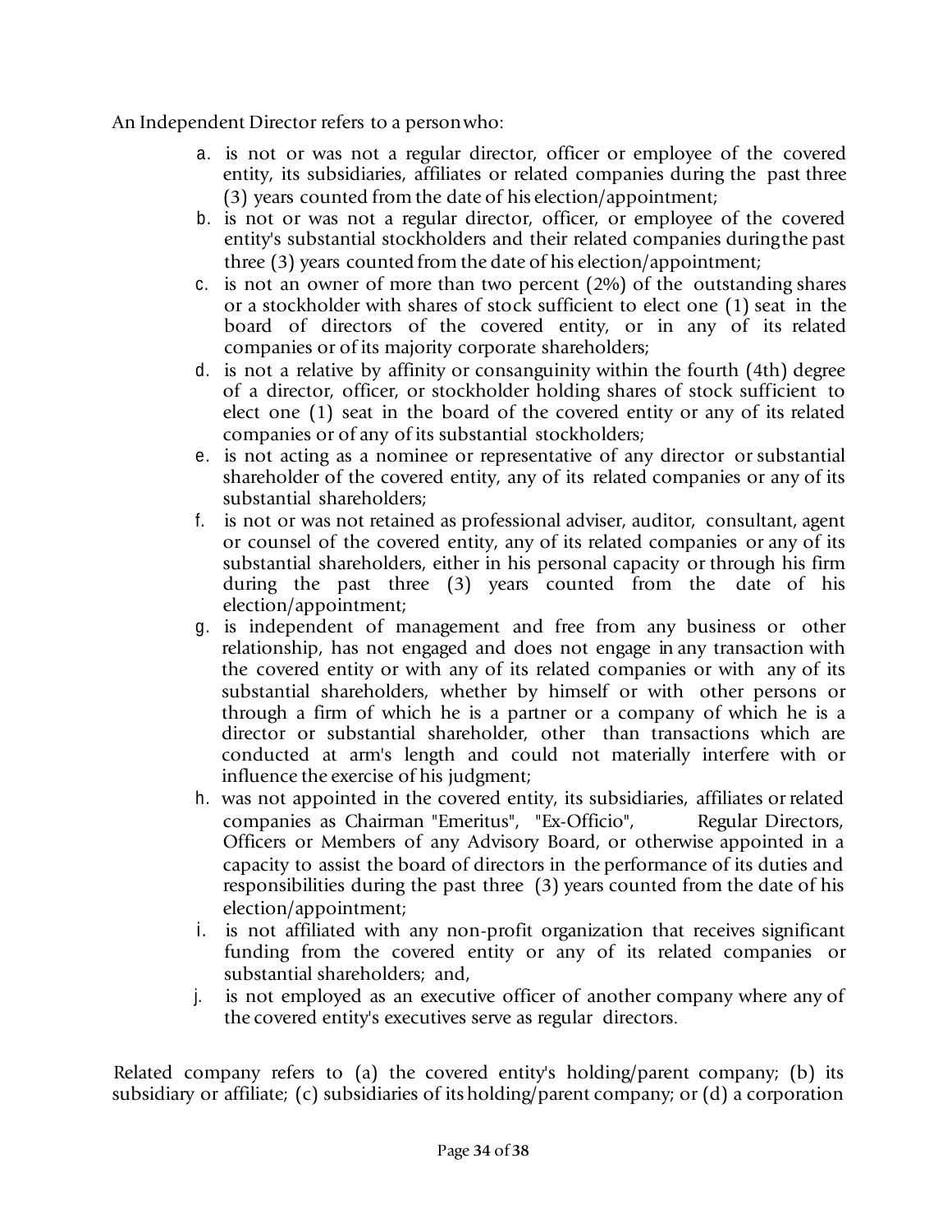An Independent Director refers to a person who:

a. is not or was not a regular director, officer or employee of the covered entity, its subsidiaries, affiliates or related companies during the past three (3) years counted from the date of his election/appointment;
b. is not or was not a regular director, officer, or employee of the covered entity's substantial stockholders and their related companies during the past three (3) years counted from the date of his election/appointment;
c. is not an owner of more than two percent (2%) of the outstanding shares or a stockholder with shares of stock sufficient to elect one (1) seat in the board of directors of the covered entity, or in any of its related companies or of its majority corporate shareholders;
d. is not a relative by affinity or consanguinity within the fourth (4th) degree of a director, officer, or stockholder holding shares of stock sufficient to elect one (1) seat in the board of the covered entity or any of its related companies or of any of its substantial stockholders;
e. is not acting as a nominee or representative of any director or substantial shareholder of the covered entity, any of its related companies or any of its substantial shareholders;
f. is not or was not retained as professional adviser, auditor, consultant, agent or counsel of the covered entity, any of its related companies or any of its substantial shareholders, either in his personal capacity or through his firm during the past three (3) years counted from the date of his election/appointment;
g. is independent of management and free from any business or other relationship, has not engaged and does not engage in any transaction with the covered entity or with any of its related companies or with any of its substantial shareholders, whether by himself or with other persons or through a firm of which he is a partner or a company of which he is a director or substantial shareholder, other than transactions which are conducted at arm's length and could not materially interfere with or influence the exercise of his judgment;
h. was not appointed in the covered entity, its subsidiaries, affiliates or related companies as Chairman "Emeritus", "Ex-Officio", Regular Directors, Officers or Members of any Advisory Board, or otherwise appointed in a capacity to assist the board of directors in the performance of its duties and responsibilities during the past three (3) years counted from the date of his election/appointment;
i. is not affiliated with any non-profit organization that receives significant funding from the covered entity or any of its related companies or substantial shareholders; and,
j. is not employed as an executive officer of another company where any of the covered entity's executives serve as regular directors.

Related company refers to (a) the covered entity's holding/parent company; (b) its subsidiary or affiliate; (c) subsidiaries of its holding/parent company; or (d) a corporation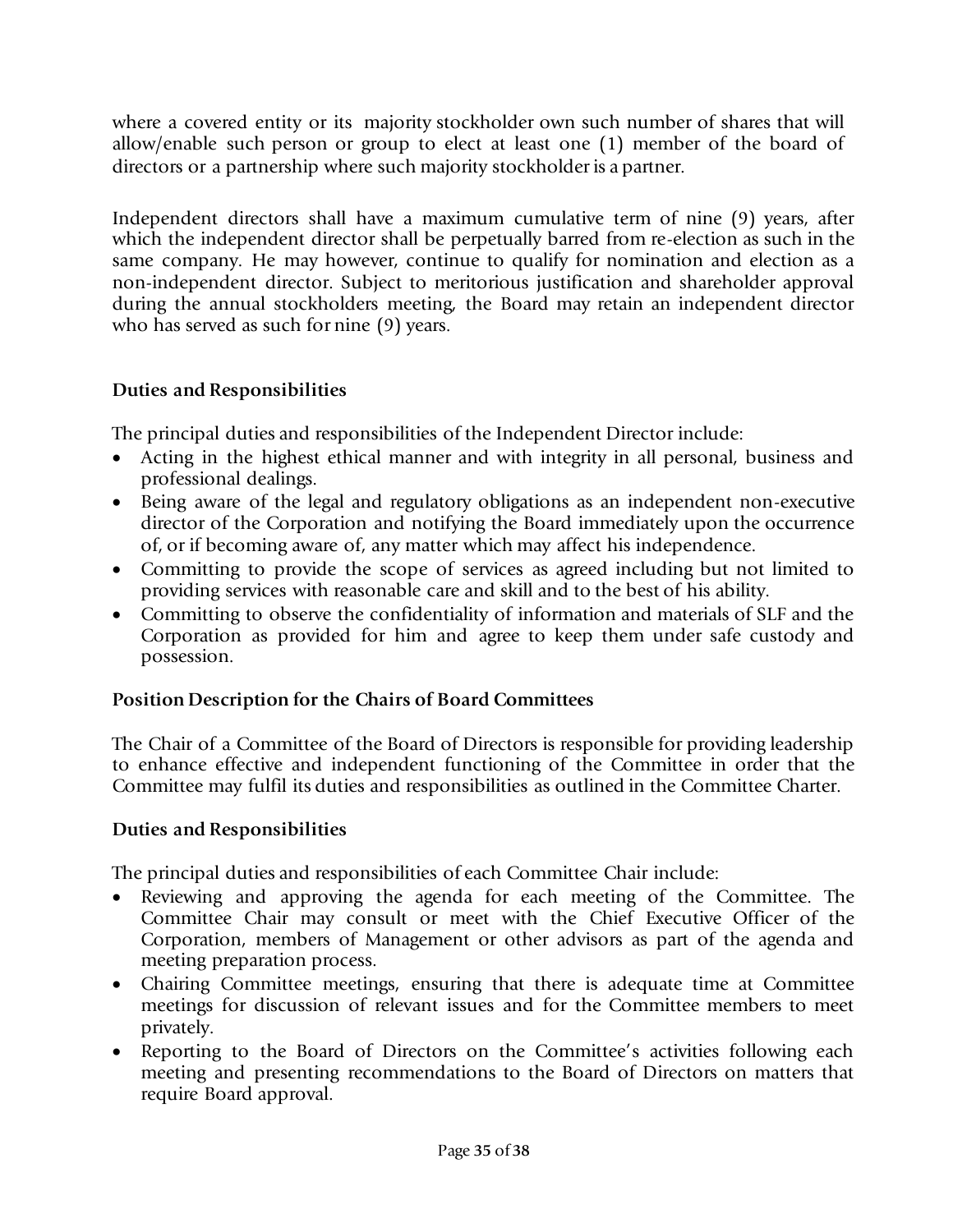where a covered entity or its majority stockholder own such number of shares that will allow/enable such person or group to elect at least one (1) member of the board of directors or a partnership where such majority stockholder is a partner.

Independent directors shall have a maximum cumulative term of nine (9) years, after which the independent director shall be perpetually barred from re-election as such in the same company. He may however, continue to qualify for nomination and election as a non-independent director. Subject to meritorious justification and shareholder approval during the annual stockholders meeting, the Board may retain an independent director who has served as such for nine (9) years.

**Duties and Responsibilities**

The principal duties and responsibilities of the Independent Director include:

- Acting in the highest ethical manner and with integrity in all personal, business and professional dealings.
- Being aware of the legal and regulatory obligations as an independent non-executive director of the Corporation and notifying the Board immediately upon the occurrence of, or if becoming aware of, any matter which may affect his independence.
- Committing to provide the scope of services as agreed including but not limited to providing services with reasonable care and skill and to the best of his ability.
- Committing to observe the confidentiality of information and materials of SLF and the Corporation as provided for him and agree to keep them under safe custody and possession.

**Position Description for the Chairs of Board Committees**

The Chair of a Committee of the Board of Directors is responsible for providing leadership to enhance effective and independent functioning of the Committee in order that the Committee may fulfil its duties and responsibilities as outlined in the Committee Charter.

**Duties and Responsibilities**

The principal duties and responsibilities of each Committee Chair include:

- Reviewing and approving the agenda for each meeting of the Committee. The Committee Chair may consult or meet with the Chief Executive Officer of the Corporation, members of Management or other advisors as part of the agenda and meeting preparation process.
- Chairing Committee meetings, ensuring that there is adequate time at Committee meetings for discussion of relevant issues and for the Committee members to meet privately.
- Reporting to the Board of Directors on the Committee's activities following each meeting and presenting recommendations to the Board of Directors on matters that require Board approval.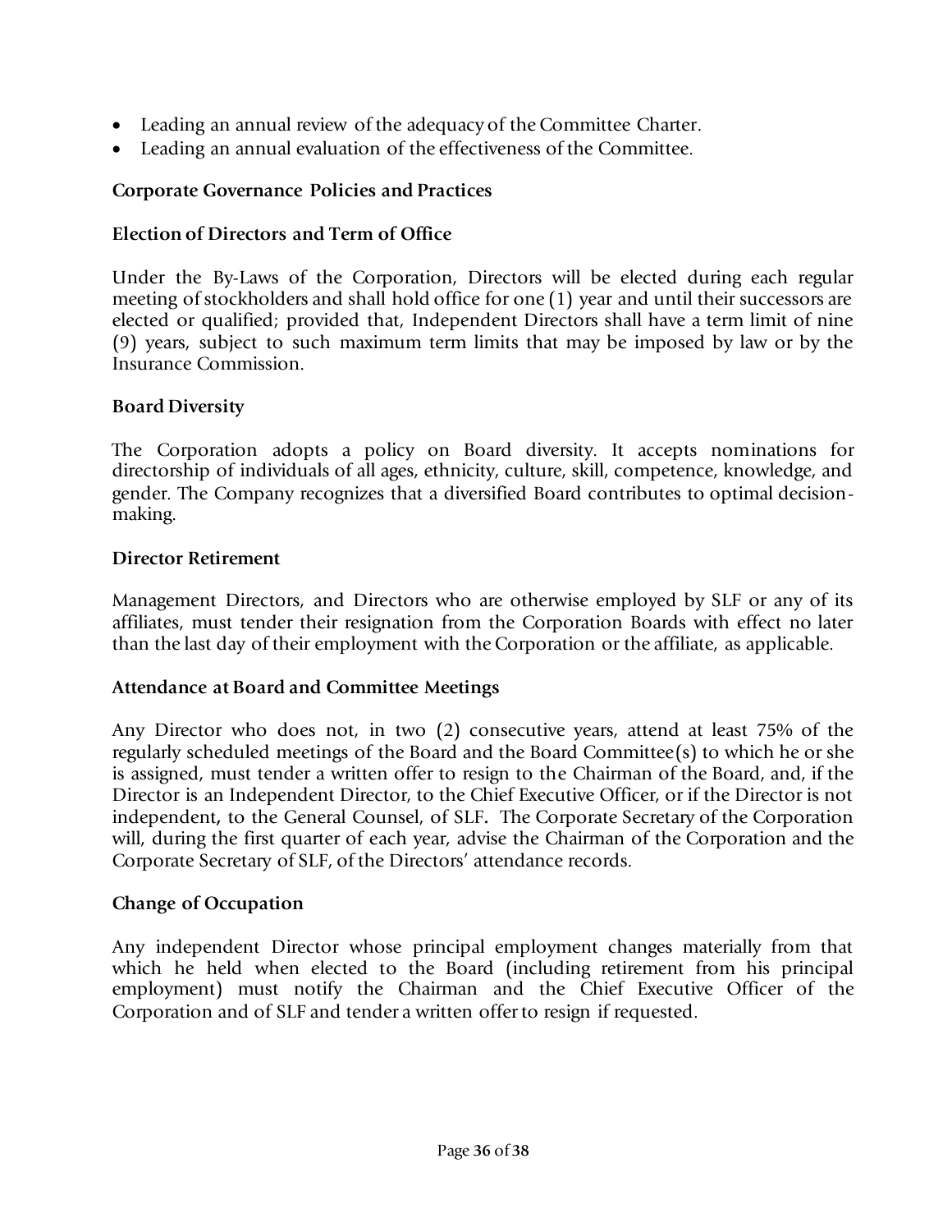- Leading an annual review of the adequacy of the Committee Charter.
- Leading an annual evaluation of the effectiveness of the Committee.

**Corporate Governance Policies and Practices**

**Election of Directors and Term of Office**

Under the By-Laws of the Corporation, Directors will be elected during each regular meeting of stockholders and shall hold office for one (1) year and until their successors are elected or qualified; provided that, Independent Directors shall have a term limit of nine (9) years, subject to such maximum term limits that may be imposed by law or by the Insurance Commission.

**Board Diversity**

The Corporation adopts a policy on Board diversity. It accepts nominations for directorship of individuals of all ages, ethnicity, culture, skill, competence, knowledge, and gender. The Company recognizes that a diversified Board contributes to optimal decision-making.

**Director Retirement**

Management Directors, and Directors who are otherwise employed by SLF or any of its affiliates, must tender their resignation from the Corporation Boards with effect no later than the last day of their employment with the Corporation or the affiliate, as applicable.

**Attendance at Board and Committee Meetings**

Any Director who does not, in two (2) consecutive years, attend at least 75% of the regularly scheduled meetings of the Board and the Board Committee(s) to which he or she is assigned, must tender a written offer to resign to the Chairman of the Board, and, if the Director is an Independent Director, to the Chief Executive Officer, or if the Director is not independent, to the General Counsel, of SLF. The Corporate Secretary of the Corporation will, during the first quarter of each year, advise the Chairman of the Corporation and the Corporate Secretary of SLF, of the Directors' attendance records.

**Change of Occupation**

Any independent Director whose principal employment changes materially from that which he held when elected to the Board (including retirement from his principal employment) must notify the Chairman and the Chief Executive Officer of the Corporation and of SLF and tender a written offer to resign if requested.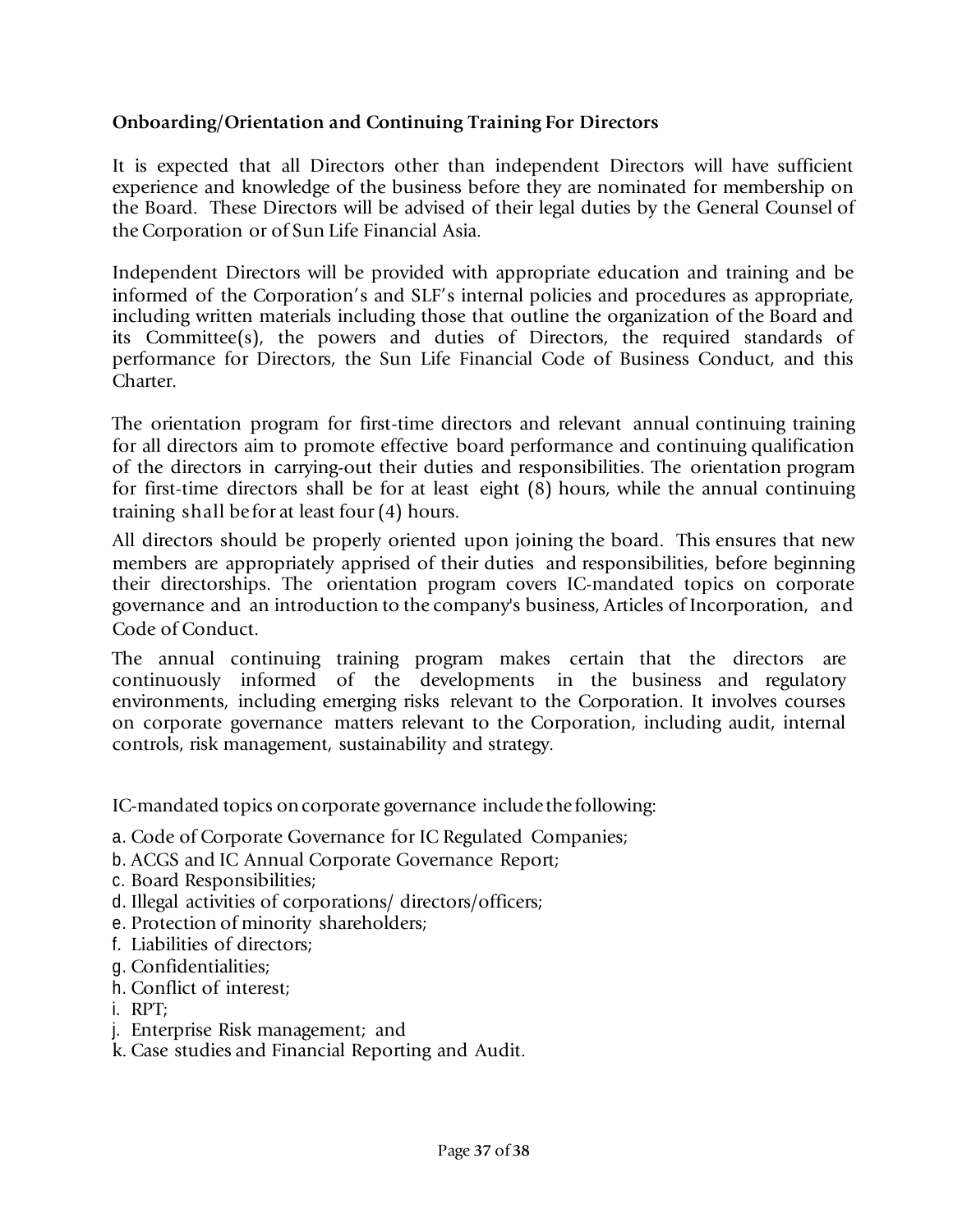**Onboarding/Orientation and Continuing Training For Directors**

It is expected that all Directors other than independent Directors will have sufficient experience and knowledge of the business before they are nominated for membership on the Board. These Directors will be advised of their legal duties by the General Counsel of the Corporation or of Sun Life Financial Asia.

Independent Directors will be provided with appropriate education and training and be informed of the Corporation's and SLF's internal policies and procedures as appropriate, including written materials including those that outline the organization of the Board and its Committee(s), the powers and duties of Directors, the required standards of performance for Directors, the Sun Life Financial Code of Business Conduct, and this Charter.

The orientation program for first-time directors and relevant annual continuing training for all directors aim to promote effective board performance and continuing qualification of the directors in carrying-out their duties and responsibilities. The orientation program for first-time directors shall be for at least eight (8) hours, while the annual continuing training shall be for at least four (4) hours.

All directors should be properly oriented upon joining the board. This ensures that new members are appropriately apprised of their duties and responsibilities, before beginning their directorships. The orientation program covers IC-mandated topics on corporate governance and an introduction to the company's business, Articles of Incorporation, and Code of Conduct.

The annual continuing training program makes certain that the directors are continuously informed of the developments in the business and regulatory environments, including emerging risks relevant to the Corporation. It involves courses on corporate governance matters relevant to the Corporation, including audit, internal controls, risk management, sustainability and strategy.

IC-mandated topics on corporate governance include the following:

a. Code of Corporate Governance for IC Regulated Companies;
b. ACGS and IC Annual Corporate Governance Report;
c. Board Responsibilities;
d. Illegal activities of corporations/ directors/officers;
e. Protection of minority shareholders;
f. Liabilities of directors;
g. Confidentialities;
h. Conflict of interest;
i. RPT;
j. Enterprise Risk management; and
k. Case studies and Financial Reporting and Audit.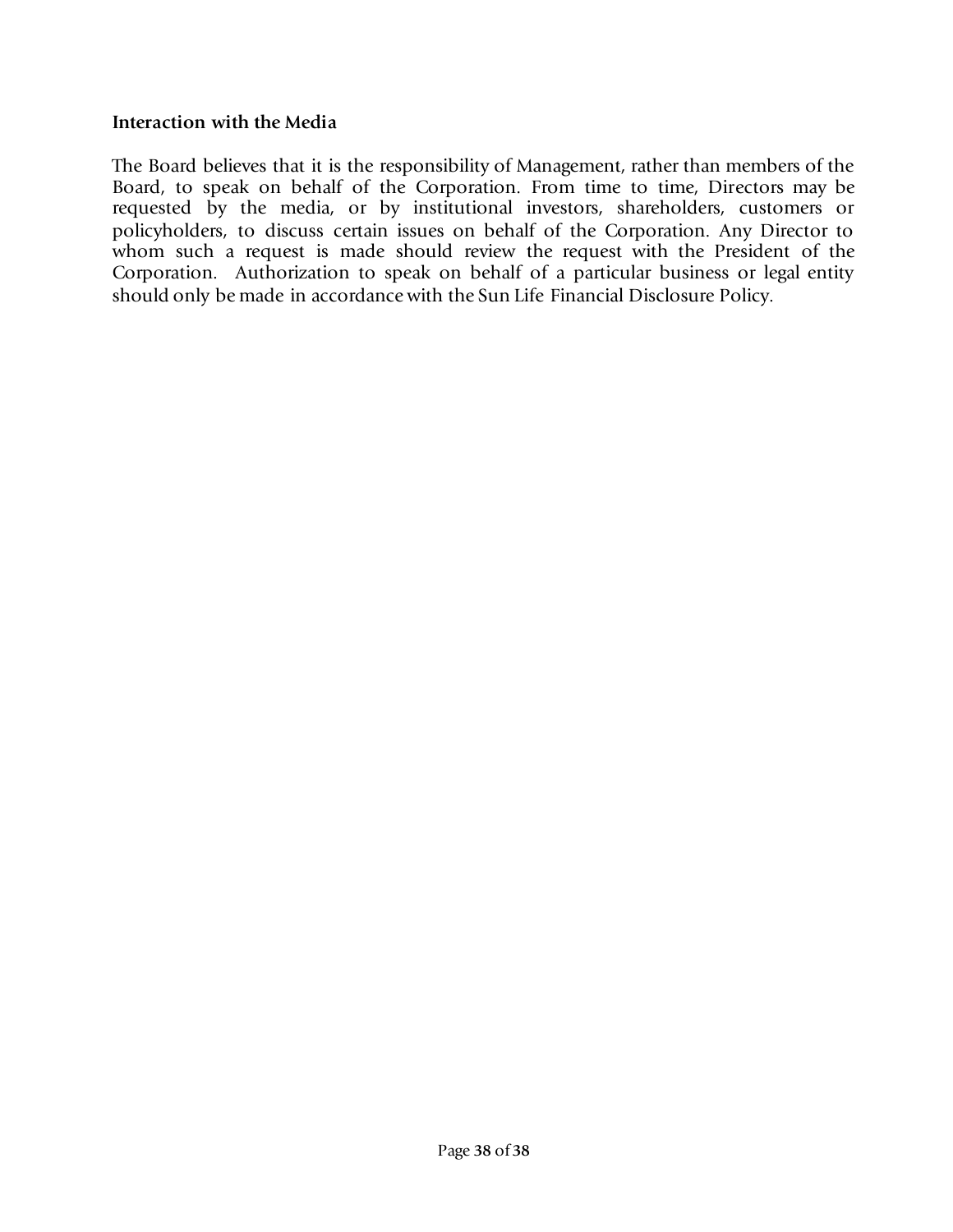**Interaction with the Media**

The Board believes that it is the responsibility of Management, rather than members of the Board, to speak on behalf of the Corporation. From time to time, Directors may be requested by the media, or by institutional investors, shareholders, customers or policyholders, to discuss certain issues on behalf of the Corporation. Any Director to whom such a request is made should review the request with the President of the Corporation. Authorization to speak on behalf of a particular business or legal entity should only be made in accordance with the Sun Life Financial Disclosure Policy.